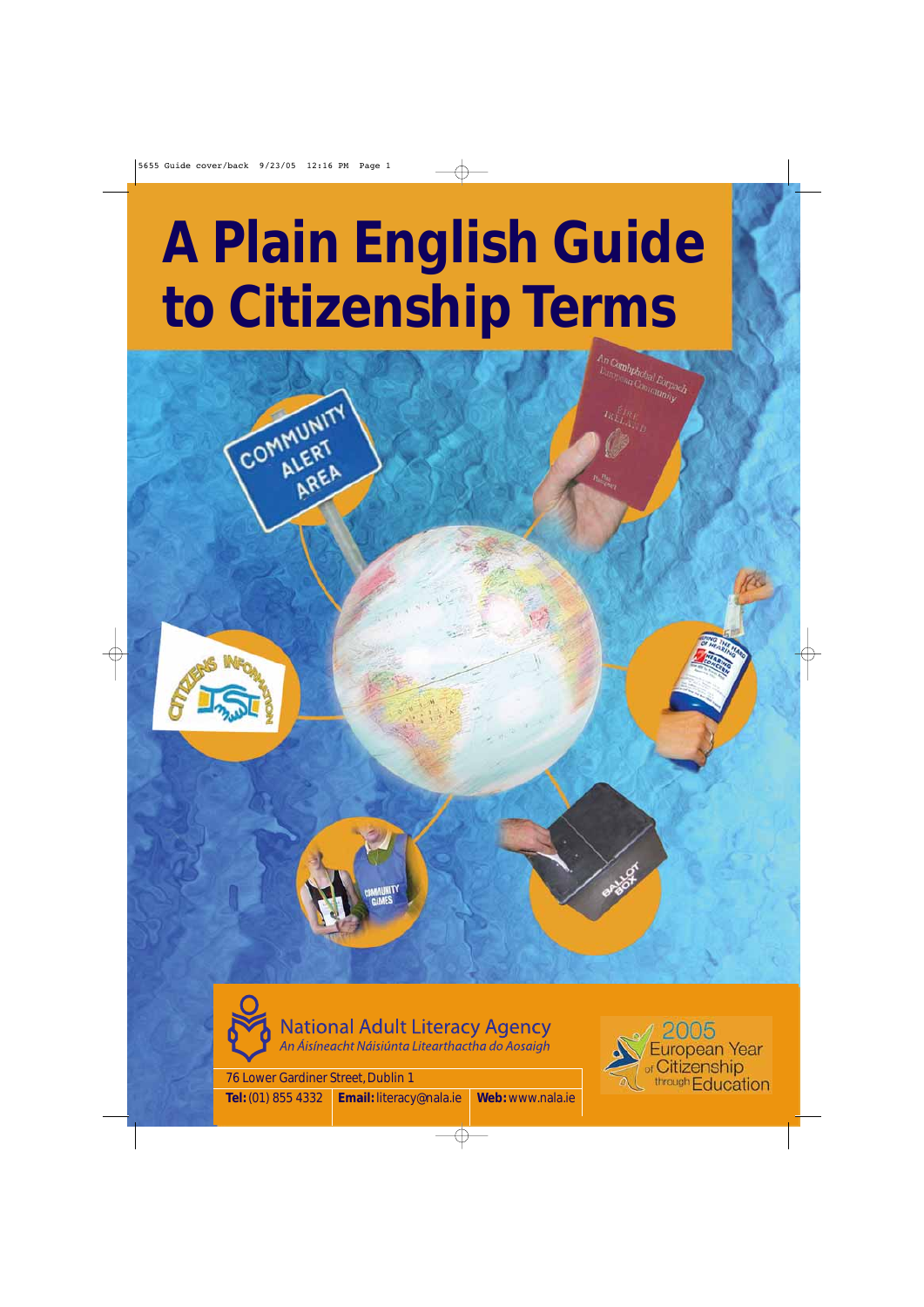# A Plain English Guide to Citizenship Terms

National Adult Literacy Agency

*An Áisíneacht Náisiúnta Litearthachta do Aosaigh*

76 Lower Gardiner Street, Dublin 1

**Tel:** (01) 855 4332 | **Email:** literacy@nala.ie | **Web:** www.nala.ie

2005 European Year of Citizenship through Education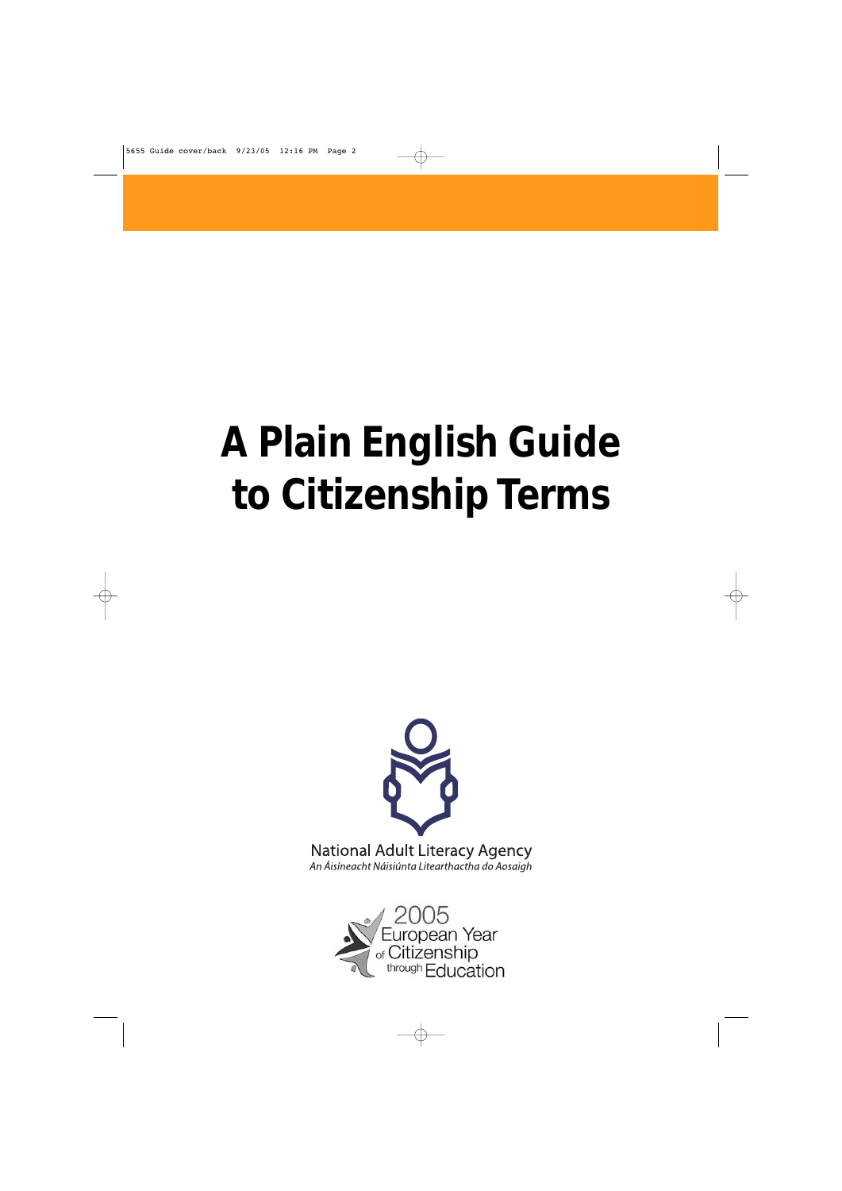# A Plain English Guide to Citizenship Terms

National Adult Literacy Agency

*An Áisíneacht Náisiúnta Litearthactha do Aosaigh*

2005 European Year of Citizenship through Education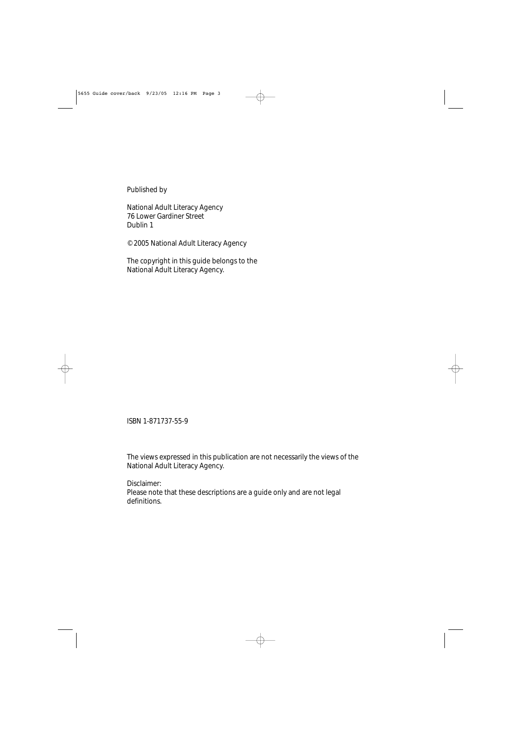Published by

National Adult Literacy Agency
76 Lower Gardiner Street
Dublin 1

© 2005 National Adult Literacy Agency

The copyright in this guide belongs to the
National Adult Literacy Agency.

ISBN 1-871737-55-9

The views expressed in this publication are not necessarily the views of the
National Adult Literacy Agency.

Disclaimer:
Please note that these descriptions are a guide only and are not legal
definitions.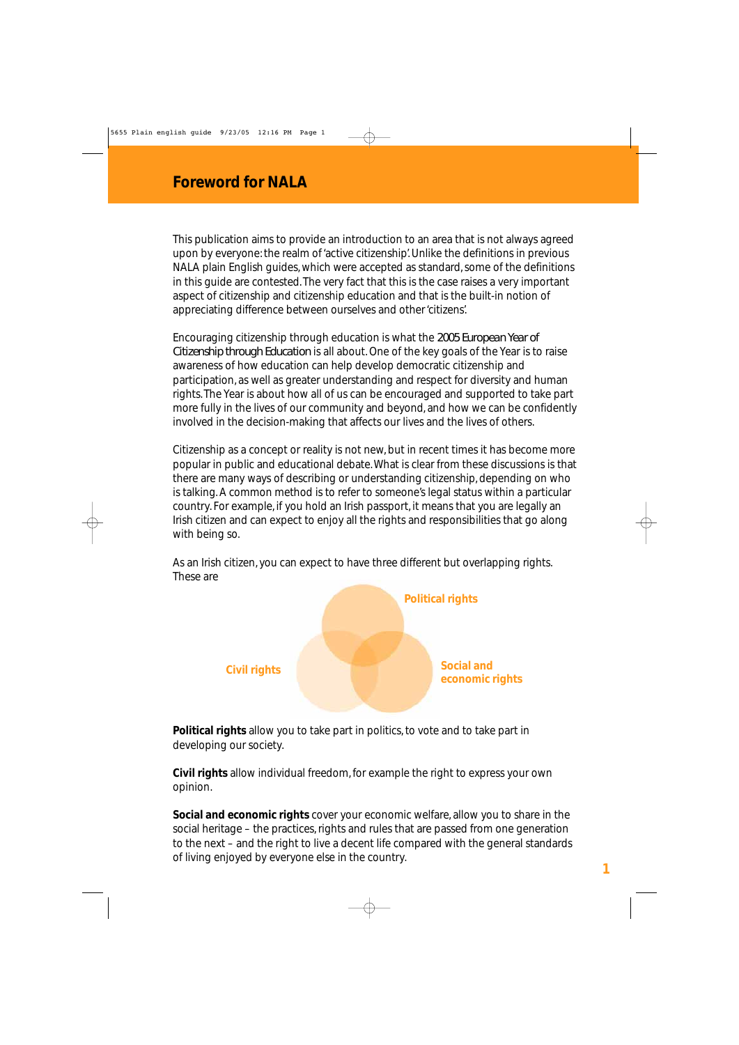# Foreword for NALA

This publication aims to provide an introduction to an area that is not always agreed upon by everyone: the realm of 'active citizenship'. Unlike the definitions in previous NALA plain English guides, which were accepted as standard, some of the definitions in this guide are contested. The very fact that this is the case raises a very important aspect of citizenship and citizenship education and that is the built-in notion of appreciating difference between ourselves and other 'citizens'.

Encouraging citizenship through education is what the *2005 European Year of Citizenship through Education* is all about. One of the key goals of the Year is to raise awareness of how education can help develop democratic citizenship and participation, as well as greater understanding and respect for diversity and human rights. The Year is about how all of us can be encouraged and supported to take part more fully in the lives of our community and beyond, and how we can be confidently involved in the decision-making that affects our lives and the lives of others.

Citizenship as a concept or reality is not new, but in recent times it has become more popular in public and educational debate. What is clear from these discussions is that there are many ways of describing or understanding citizenship, depending on who is talking. A common method is to refer to someone's legal status within a particular country. For example, if you hold an Irish passport, it means that you are legally an Irish citizen and can expect to enjoy all the rights and responsibilities that go along with being so.

As an Irish citizen, you can expect to have three different but overlapping rights. These are

Political rights

Civil rights

Social and economic rights

**Political rights** allow you to take part in politics, to vote and to take part in developing our society.

**Civil rights** allow individual freedom, for example the right to express your own opinion.

**Social and economic rights** cover your economic welfare, allow you to share in the social heritage – the practices, rights and rules that are passed from one generation to the next – and the right to live a decent life compared with the general standards of living enjoyed by everyone else in the country.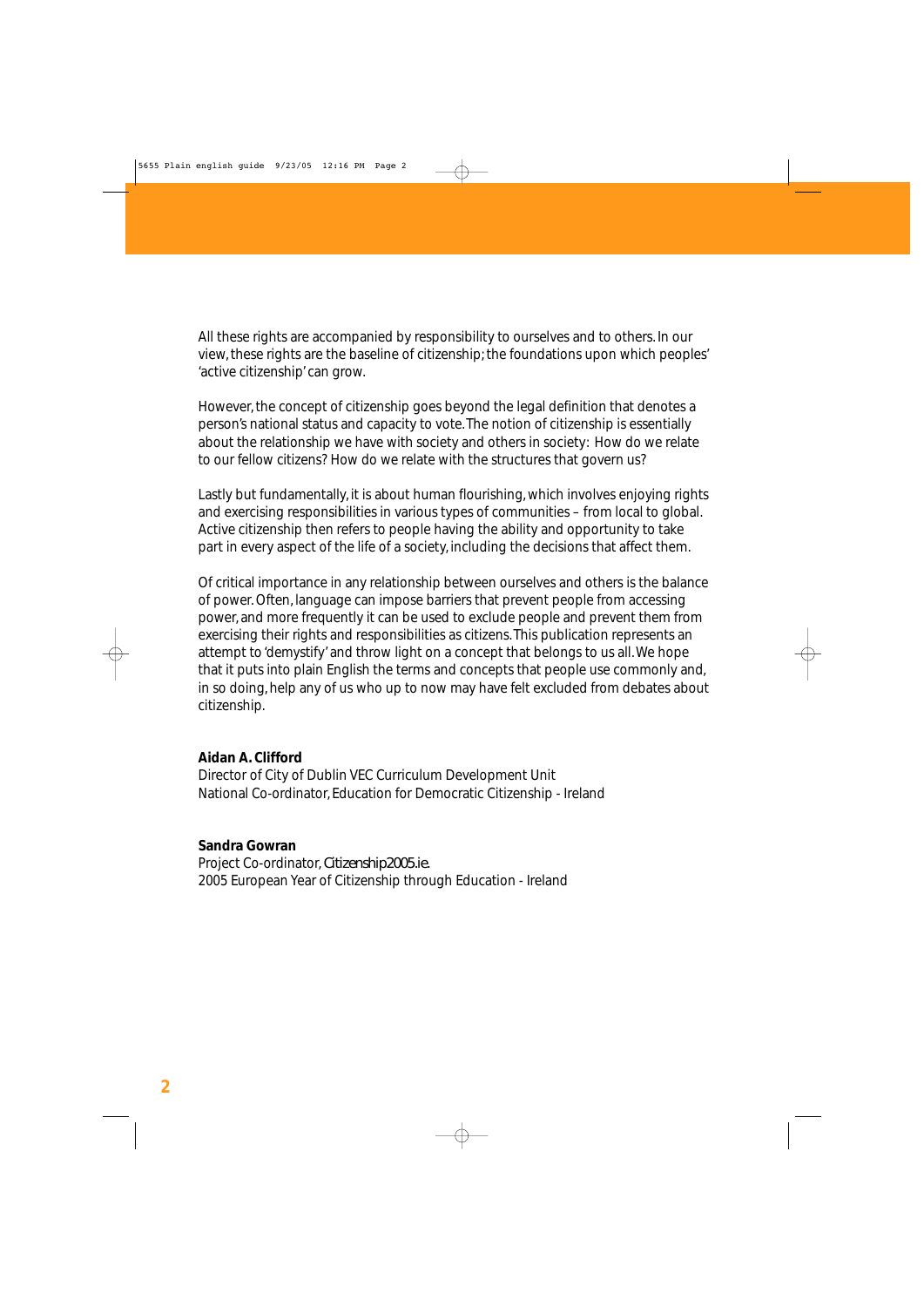All these rights are accompanied by responsibility to ourselves and to others. In our view, these rights are the baseline of citizenship; the foundations upon which peoples' 'active citizenship' can grow.

However, the concept of citizenship goes beyond the legal definition that denotes a person's national status and capacity to vote. The notion of citizenship is essentially about the relationship we have with society and others in society: How do we relate to our fellow citizens? How do we relate with the structures that govern us?

Lastly but fundamentally, it is about human flourishing, which involves enjoying rights and exercising responsibilities in various types of communities – from local to global. Active citizenship then refers to people having the ability and opportunity to take part in every aspect of the life of a society, including the decisions that affect them.

Of critical importance in any relationship between ourselves and others is the balance of power. Often, language can impose barriers that prevent people from accessing power, and more frequently it can be used to exclude people and prevent them from exercising their rights and responsibilities as citizens. This publication represents an attempt to 'demystify' and throw light on a concept that belongs to us all. We hope that it puts into plain English the terms and concepts that people use commonly and, in so doing, help any of us who up to now may have felt excluded from debates about citizenship.

**Aidan A. Clifford**
Director of City of Dublin VEC Curriculum Development Unit
National Co-ordinator, Education for Democratic Citizenship - Ireland

**Sandra Gowran**
Project Co-ordinator, *Citizenship2005.ie.*
2005 European Year of Citizenship through Education - Ireland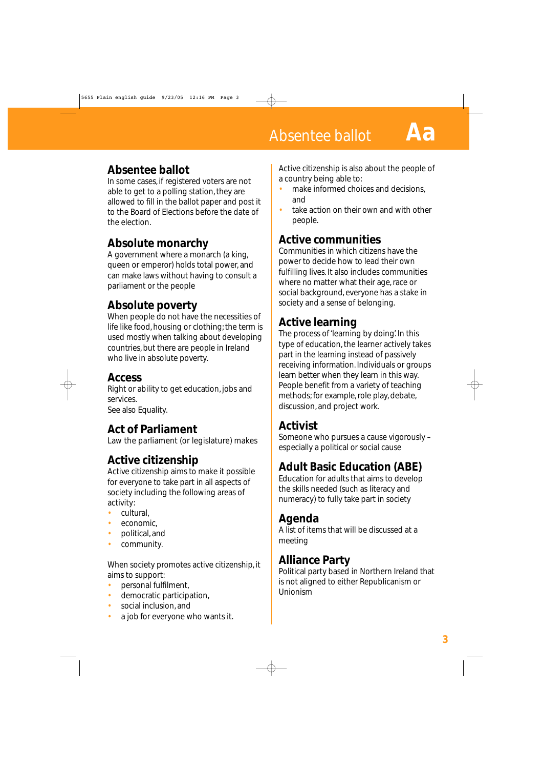## Absentee ballot

In some cases, if registered voters are not able to get to a polling station, they are allowed to fill in the ballot paper and post it to the Board of Elections before the date of the election.

## Absolute monarchy

A government where a monarch (a king, queen or emperor) holds total power, and can make laws without having to consult a parliament or the people

## Absolute poverty

When people do not have the necessities of life like food, housing or clothing; the term is used mostly when talking about developing countries, but there are people in Ireland who live in absolute poverty.

## Access

Right or ability to get education, jobs and services.
See also Equality.

## Act of Parliament

Law the parliament (or legislature) makes

## Active citizenship

Active citizenship aims to make it possible for everyone to take part in all aspects of society including the following areas of activity:

- cultural,
- economic,
- political, and
- community.

When society promotes active citizenship, it aims to support:

- personal fulfilment,
- democratic participation,
- social inclusion, and
- a job for everyone who wants it.

Active citizenship is also about the people of a country being able to:

- make informed choices and decisions, and
- take action on their own and with other people.

## Active communities

Communities in which citizens have the power to decide how to lead their own fulfilling lives. It also includes communities where no matter what their age, race or social background, everyone has a stake in society and a sense of belonging.

## Active learning

The process of 'learning by doing'. In this type of education, the learner actively takes part in the learning instead of passively receiving information. Individuals or groups learn better when they learn in this way. People benefit from a variety of teaching methods; for example, role play, debate, discussion, and project work.

## Activist

Someone who pursues a cause vigorously – especially a political or social cause

## Adult Basic Education (ABE)

Education for adults that aims to develop the skills needed (such as literacy and numeracy) to fully take part in society

## Agenda

A list of items that will be discussed at a meeting

## Alliance Party

Political party based in Northern Ireland that is not aligned to either Republicanism or Unionism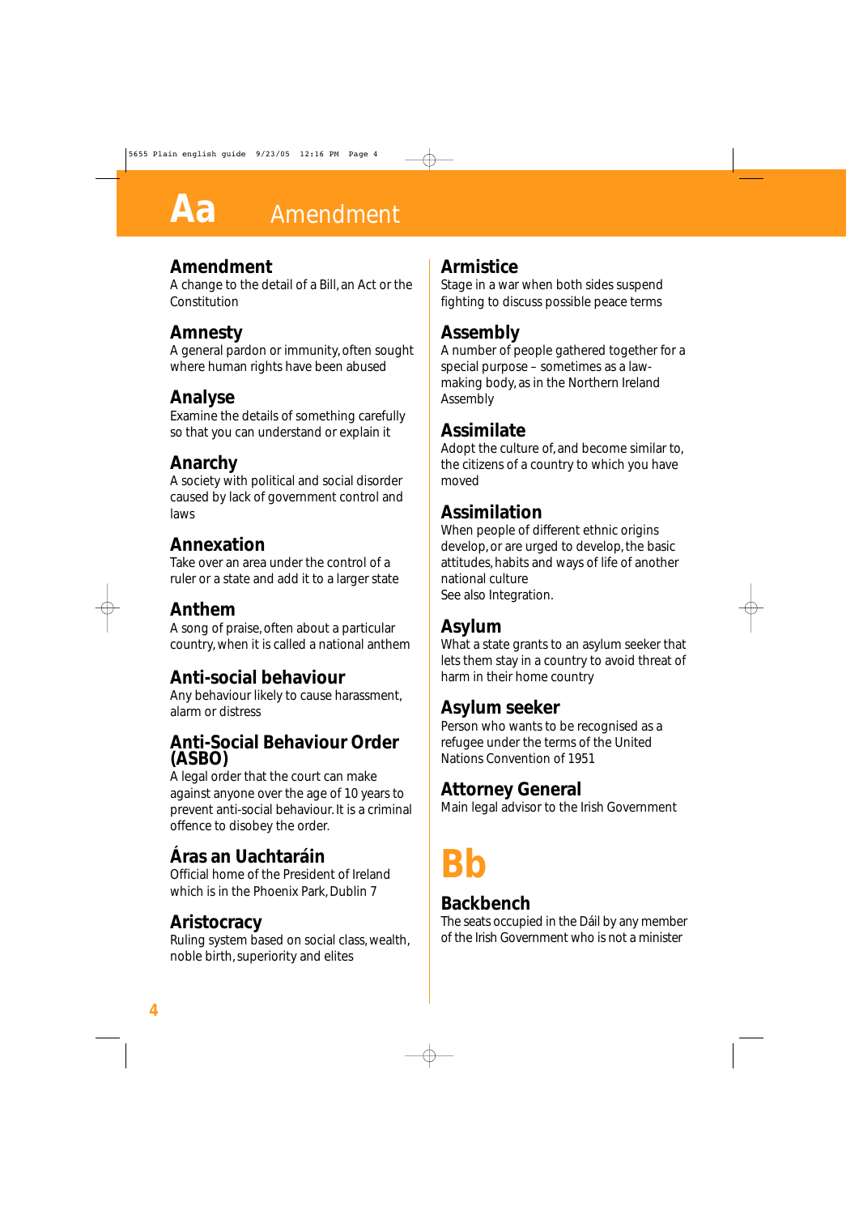# Aa Amendment

### Amendment
A change to the detail of a Bill, an Act or the Constitution

### Amnesty
A general pardon or immunity, often sought where human rights have been abused

### Analyse
Examine the details of something carefully so that you can understand or explain it

### Anarchy
A society with political and social disorder caused by lack of government control and laws

### Annexation
Take over an area under the control of a ruler or a state and add it to a larger state

### Anthem
A song of praise, often about a particular country, when it is called a national anthem

### Anti-social behaviour
Any behaviour likely to cause harassment, alarm or distress

### Anti-Social Behaviour Order (ASBO)
A legal order that the court can make against anyone over the age of 10 years to prevent anti-social behaviour. It is a criminal offence to disobey the order.

### Áras an Uachtaráin
Official home of the President of Ireland which is in the Phoenix Park, Dublin 7

### Aristocracy
Ruling system based on social class, wealth, noble birth, superiority and elites

### Armistice
Stage in a war when both sides suspend fighting to discuss possible peace terms

### Assembly
A number of people gathered together for a special purpose – sometimes as a law-making body, as in the Northern Ireland Assembly

### Assimilate
Adopt the culture of, and become similar to, the citizens of a country to which you have moved

### Assimilation
When people of different ethnic origins develop, or are urged to develop, the basic attitudes, habits and ways of life of another national culture
See also Integration.

### Asylum
What a state grants to an asylum seeker that lets them stay in a country to avoid threat of harm in their home country

### Asylum seeker
Person who wants to be recognised as a refugee under the terms of the United Nations Convention of 1951

### Attorney General
Main legal advisor to the Irish Government

# Bb

### Backbench
The seats occupied in the Dáil by any member of the Irish Government who is not a minister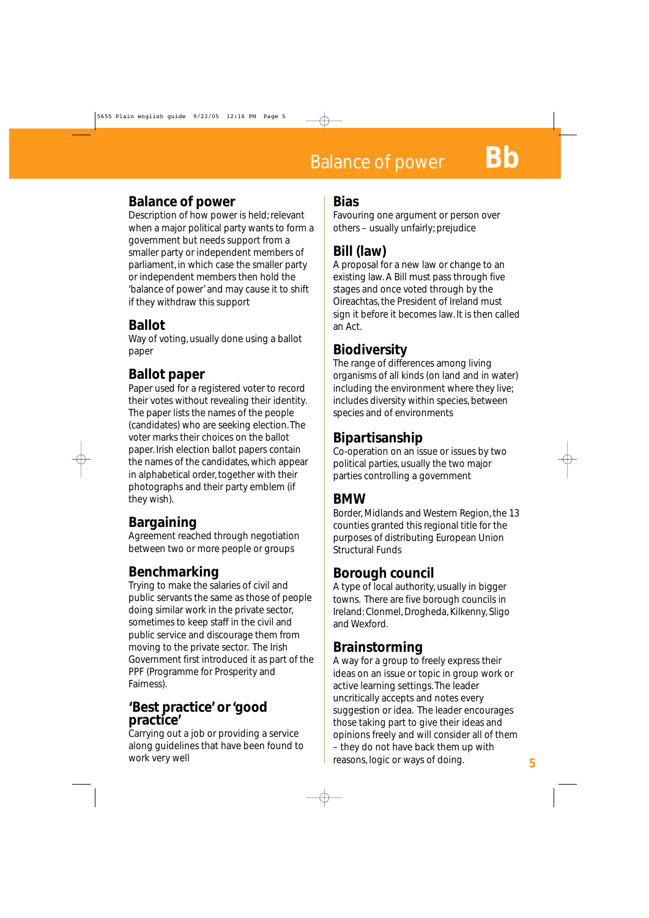## Balance of power
Description of how power is held; relevant when a major political party wants to form a government but needs support from a smaller party or independent members of parliament, in which case the smaller party or independent members then hold the 'balance of power' and may cause it to shift if they withdraw this support

## Ballot
Way of voting, usually done using a ballot paper

## Ballot paper
Paper used for a registered voter to record their votes without revealing their identity. The paper lists the names of the people (candidates) who are seeking election. The voter marks their choices on the ballot paper. Irish election ballot papers contain the names of the candidates, which appear in alphabetical order, together with their photographs and their party emblem (if they wish).

## Bargaining
Agreement reached through negotiation between two or more people or groups

## Benchmarking
Trying to make the salaries of civil and public servants the same as those of people doing similar work in the private sector, sometimes to keep staff in the civil and public service and discourage them from moving to the private sector. The Irish Government first introduced it as part of the PPF (Programme for Prosperity and Fairness).

## 'Best practice' or 'good practice'
Carrying out a job or providing a service along guidelines that have been found to work very well

## Bias
Favouring one argument or person over others – usually unfairly; prejudice

## Bill (law)
A proposal for a new law or change to an existing law. A Bill must pass through five stages and once voted through by the Oireachtas, the President of Ireland must sign it before it becomes law. It is then called an Act.

## Biodiversity
The range of differences among living organisms of all kinds (on land and in water) including the environment where they live; includes diversity within species, between species and of environments

## Bipartisanship
Co-operation on an issue or issues by two political parties, usually the two major parties controlling a government

## BMW
Border, Midlands and Western Region, the 13 counties granted this regional title for the purposes of distributing European Union Structural Funds

## Borough council
A type of local authority, usually in bigger towns. There are five borough councils in Ireland: Clonmel, Drogheda, Kilkenny, Sligo and Wexford.

## Brainstorming
A way for a group to freely express their ideas on an issue or topic in group work or active learning settings. The leader uncritically accepts and notes every suggestion or idea. The leader encourages those taking part to give their ideas and opinions freely and will consider all of them – they do not have back them up with reasons, logic or ways of doing.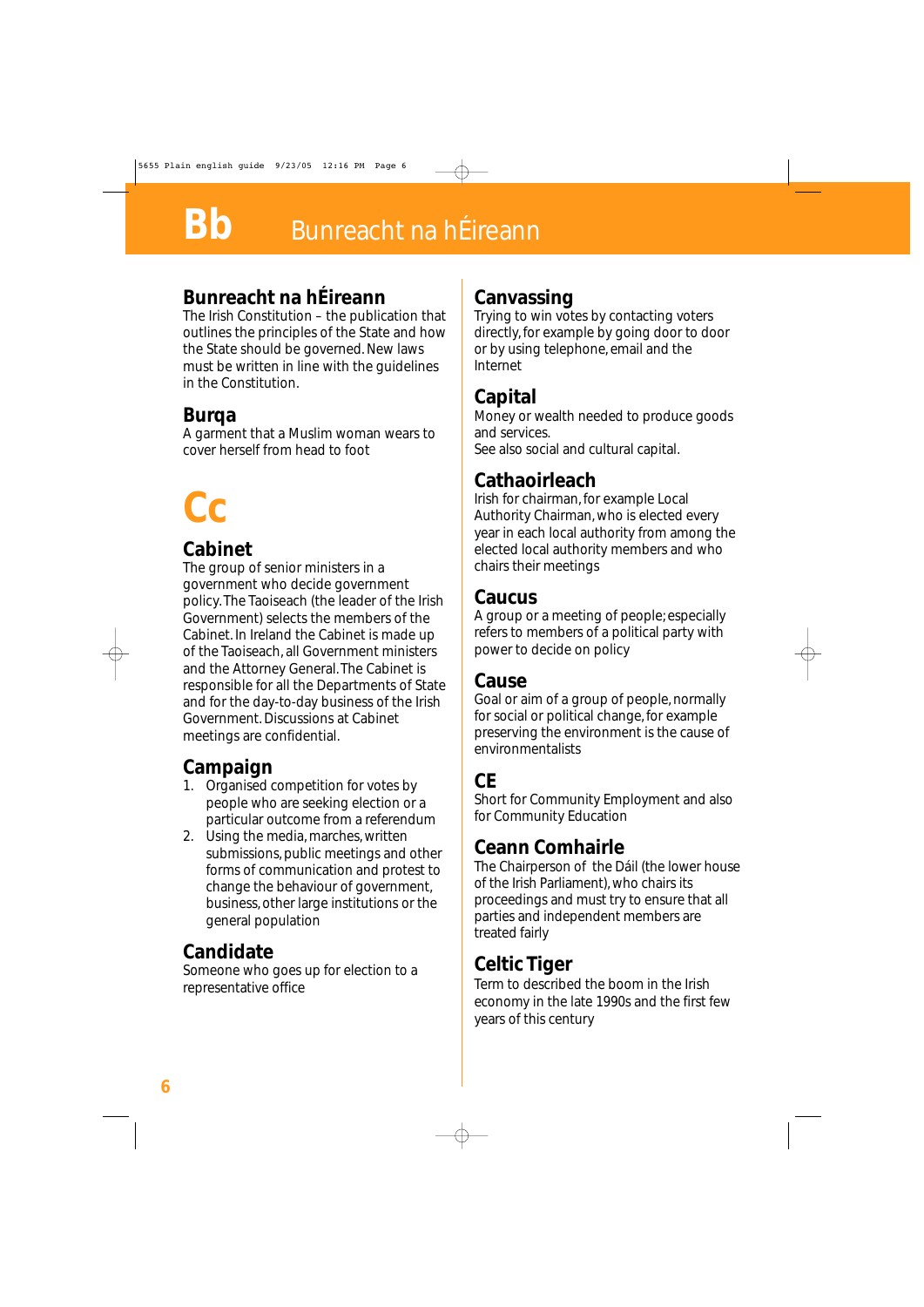# Bb Bunreacht na hÉireann

### Bunreacht na hÉireann
The Irish Constitution – the publication that outlines the principles of the State and how the State should be governed. New laws must be written in line with the guidelines in the Constitution.

### Burqa
A garment that a Muslim woman wears to cover herself from head to foot

## Cc

### Cabinet
The group of senior ministers in a government who decide government policy. The Taoiseach (the leader of the Irish Government) selects the members of the Cabinet. In Ireland the Cabinet is made up of the Taoiseach, all Government ministers and the Attorney General. The Cabinet is responsible for all the Departments of State and for the day-to-day business of the Irish Government. Discussions at Cabinet meetings are confidential.

### Campaign
1. Organised competition for votes by people who are seeking election or a particular outcome from a referendum
2. Using the media, marches, written submissions, public meetings and other forms of communication and protest to change the behaviour of government, business, other large institutions or the general population

### Candidate
Someone who goes up for election to a representative office

### Canvassing
Trying to win votes by contacting voters directly, for example by going door to door or by using telephone, email and the Internet

### Capital
Money or wealth needed to produce goods and services.
See also social and cultural capital.

### Cathaoirleach
Irish for chairman, for example Local Authority Chairman, who is elected every year in each local authority from among the elected local authority members and who chairs their meetings

### Caucus
A group or a meeting of people; especially refers to members of a political party with power to decide on policy

### Cause
Goal or aim of a group of people, normally for social or political change, for example preserving the environment is the cause of environmentalists

### CE
Short for Community Employment and also for Community Education

### Ceann Comhairle
The Chairperson of the Dáil (the lower house of the Irish Parliament), who chairs its proceedings and must try to ensure that all parties and independent members are treated fairly

### Celtic Tiger
Term to described the boom in the Irish economy in the late 1990s and the first few years of this century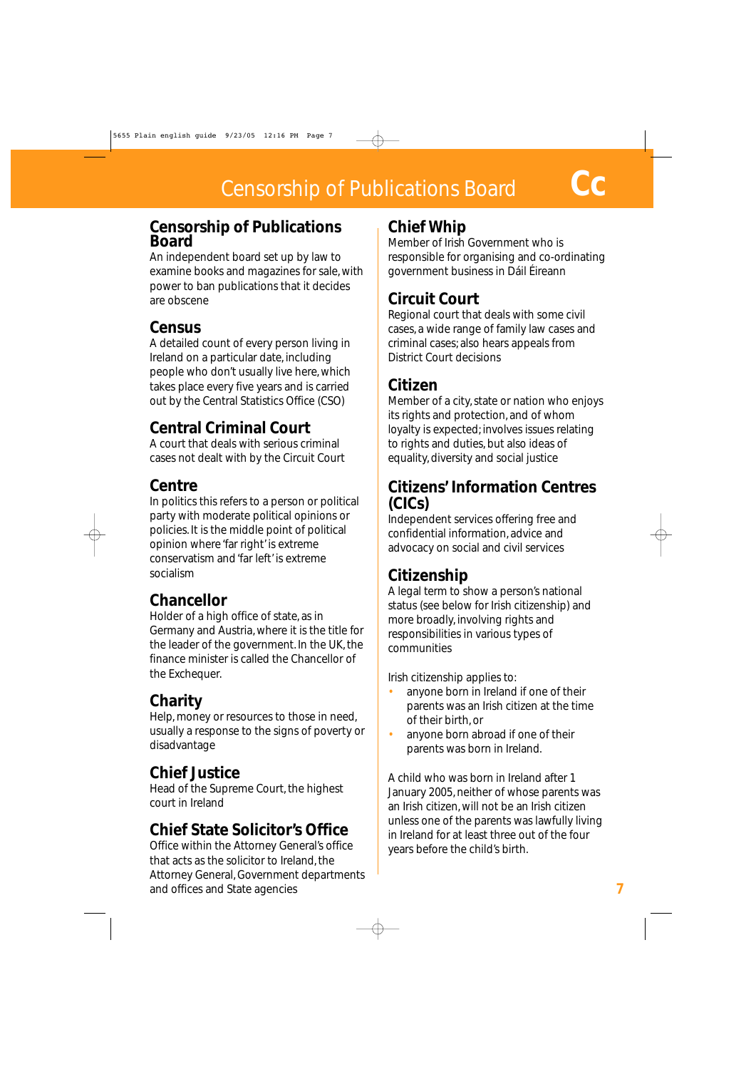## Censorship of Publications Board

An independent board set up by law to examine books and magazines for sale, with power to ban publications that it decides are obscene

## Census

A detailed count of every person living in Ireland on a particular date, including people who don't usually live here, which takes place every five years and is carried out by the Central Statistics Office (CSO)

## Central Criminal Court

A court that deals with serious criminal cases not dealt with by the Circuit Court

## Centre

In politics this refers to a person or political party with moderate political opinions or policies. It is the middle point of political opinion where 'far right' is extreme conservatism and 'far left' is extreme socialism

## Chancellor

Holder of a high office of state, as in Germany and Austria, where it is the title for the leader of the government. In the UK, the finance minister is called the Chancellor of the Exchequer.

## Charity

Help, money or resources to those in need, usually a response to the signs of poverty or disadvantage

## Chief Justice

Head of the Supreme Court, the highest court in Ireland

## Chief State Solicitor's Office

Office within the Attorney General's office that acts as the solicitor to Ireland, the Attorney General, Government departments and offices and State agencies

## Chief Whip

Member of Irish Government who is responsible for organising and co-ordinating government business in Dáil Éireann

## Circuit Court

Regional court that deals with some civil cases, a wide range of family law cases and criminal cases; also hears appeals from District Court decisions

## Citizen

Member of a city, state or nation who enjoys its rights and protection, and of whom loyalty is expected; involves issues relating to rights and duties, but also ideas of equality, diversity and social justice

## Citizens' Information Centres (CICs)

Independent services offering free and confidential information, advice and advocacy on social and civil services

## Citizenship

A legal term to show a person's national status (see below for Irish citizenship) and more broadly, involving rights and responsibilities in various types of communities

Irish citizenship applies to:

- anyone born in Ireland if one of their parents was an Irish citizen at the time of their birth, or
- anyone born abroad if one of their parents was born in Ireland.

A child who was born in Ireland after 1 January 2005, neither of whose parents was an Irish citizen, will not be an Irish citizen unless one of the parents was lawfully living in Ireland for at least three out of the four years before the child's birth.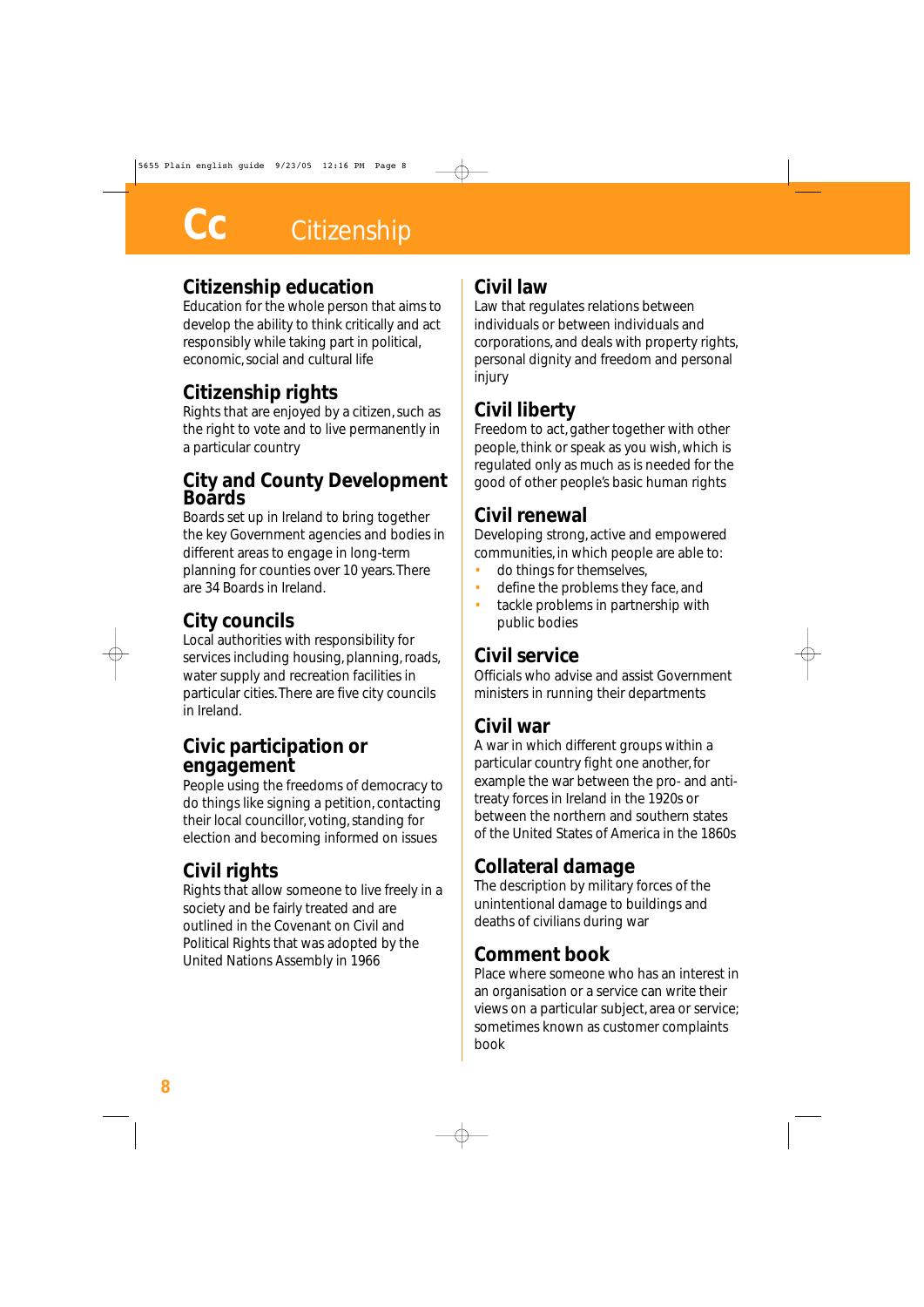# Cc Citizenship

## Citizenship education
Education for the whole person that aims to develop the ability to think critically and act responsibly while taking part in political, economic, social and cultural life

## Citizenship rights
Rights that are enjoyed by a citizen, such as the right to vote and to live permanently in a particular country

## City and County Development Boards
Boards set up in Ireland to bring together the key Government agencies and bodies in different areas to engage in long-term planning for counties over 10 years. There are 34 Boards in Ireland.

## City councils
Local authorities with responsibility for services including housing, planning, roads, water supply and recreation facilities in particular cities. There are five city councils in Ireland.

## Civic participation or engagement
People using the freedoms of democracy to do things like signing a petition, contacting their local councillor, voting, standing for election and becoming informed on issues

## Civil rights
Rights that allow someone to live freely in a society and be fairly treated and are outlined in the Covenant on Civil and Political Rights that was adopted by the United Nations Assembly in 1966

## Civil law
Law that regulates relations between individuals or between individuals and corporations, and deals with property rights, personal dignity and freedom and personal injury

## Civil liberty
Freedom to act, gather together with other people, think or speak as you wish, which is regulated only as much as is needed for the good of other people's basic human rights

## Civil renewal
Developing strong, active and empowered communities, in which people are able to:

- do things for themselves,
- define the problems they face, and
- tackle problems in partnership with public bodies

## Civil service
Officials who advise and assist Government ministers in running their departments

## Civil war
A war in which different groups within a particular country fight one another, for example the war between the pro- and anti-treaty forces in Ireland in the 1920s or between the northern and southern states of the United States of America in the 1860s

## Collateral damage
The description by military forces of the unintentional damage to buildings and deaths of civilians during war

## Comment book
Place where someone who has an interest in an organisation or a service can write their views on a particular subject, area or service; sometimes known as customer complaints book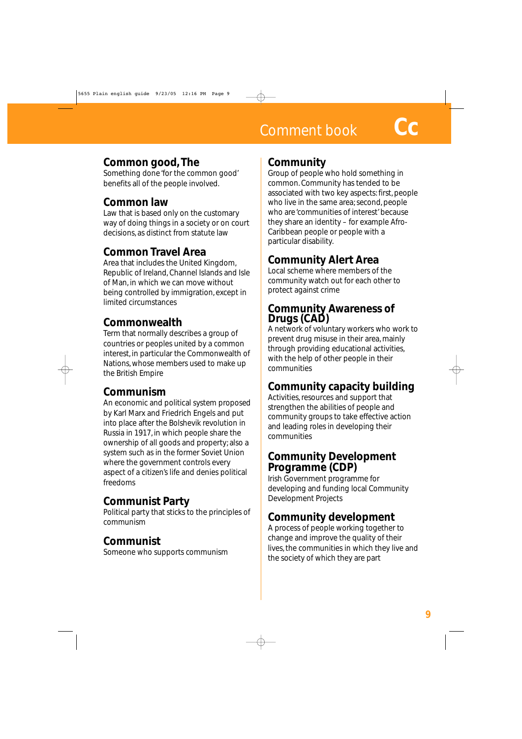## Common good, The

Something done 'for the common good' benefits all of the people involved.

## Common law

Law that is based only on the customary way of doing things in a society or on court decisions, as distinct from statute law

## Common Travel Area

Area that includes the United Kingdom, Republic of Ireland, Channel Islands and Isle of Man, in which we can move without being controlled by immigration, except in limited circumstances

## Commonwealth

Term that normally describes a group of countries or peoples united by a common interest, in particular the Commonwealth of Nations, whose members used to make up the British Empire

## Communism

An economic and political system proposed by Karl Marx and Friedrich Engels and put into place after the Bolshevik revolution in Russia in 1917, in which people share the ownership of all goods and property; also a system such as in the former Soviet Union where the government controls every aspect of a citizen's life and denies political freedoms

## Communist Party

Political party that sticks to the principles of communism

## Communist

Someone who supports communism

## Community

Group of people who hold something in common. Community has tended to be associated with two key aspects: first, people who live in the same area; second, people who are 'communities of interest' because they share an identity – for example Afro-Caribbean people or people with a particular disability.

## Community Alert Area

Local scheme where members of the community watch out for each other to protect against crime

## Community Awareness of Drugs (CAD)

A network of voluntary workers who work to prevent drug misuse in their area, mainly through providing educational activities, with the help of other people in their communities

## Community capacity building

Activities, resources and support that strengthen the abilities of people and community groups to take effective action and leading roles in developing their communities

## Community Development Programme (CDP)

Irish Government programme for developing and funding local Community Development Projects

## Community development

A process of people working together to change and improve the quality of their lives, the communities in which they live and the society of which they are part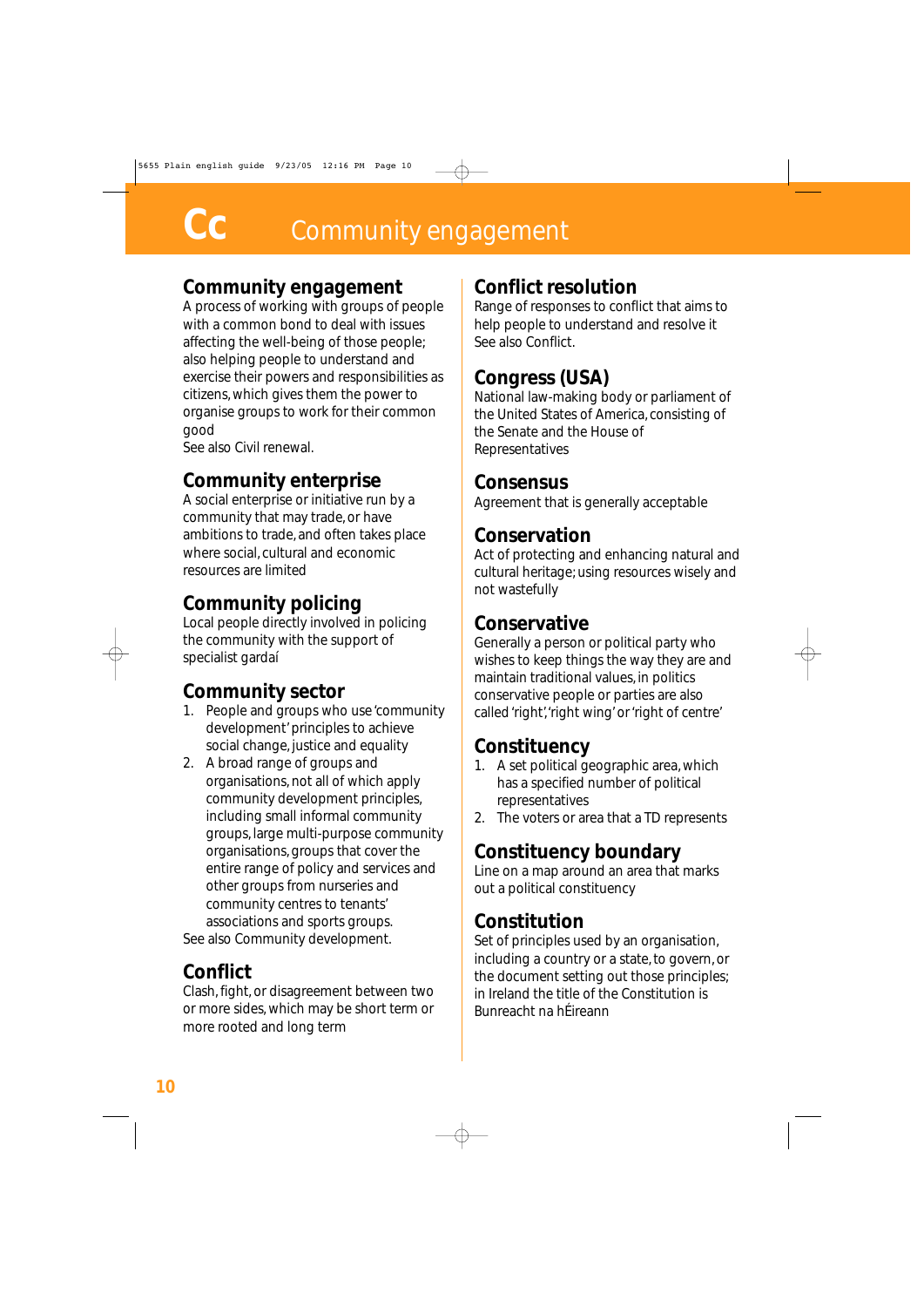# Cc Community engagement

## Community engagement

A process of working with groups of people with a common bond to deal with issues affecting the well-being of those people; also helping people to understand and exercise their powers and responsibilities as citizens, which gives them the power to organise groups to work for their common good
See also Civil renewal.

## Community enterprise

A social enterprise or initiative run by a community that may trade, or have ambitions to trade, and often takes place where social, cultural and economic resources are limited

## Community policing

Local people directly involved in policing the community with the support of specialist gardaí

## Community sector

1. People and groups who use 'community development' principles to achieve social change, justice and equality
2. A broad range of groups and organisations, not all of which apply community development principles, including small informal community groups, large multi-purpose community organisations, groups that cover the entire range of policy and services and other groups from nurseries and community centres to tenants' associations and sports groups.

See also Community development.

## Conflict

Clash, fight, or disagreement between two or more sides, which may be short term or more rooted and long term

## Conflict resolution

Range of responses to conflict that aims to help people to understand and resolve it
See also Conflict.

## Congress (USA)

National law-making body or parliament of the United States of America, consisting of the Senate and the House of Representatives

## Consensus

Agreement that is generally acceptable

## Conservation

Act of protecting and enhancing natural and cultural heritage; using resources wisely and not wastefully

## Conservative

Generally a person or political party who wishes to keep things the way they are and maintain traditional values, in politics conservative people or parties are also called 'right', 'right wing' or 'right of centre'

## Constituency

1. A set political geographic area, which has a specified number of political representatives
2. The voters or area that a TD represents

## Constituency boundary

Line on a map around an area that marks out a political constituency

## Constitution

Set of principles used by an organisation, including a country or a state, to govern, or the document setting out those principles; in Ireland the title of the Constitution is Bunreacht na hÉireann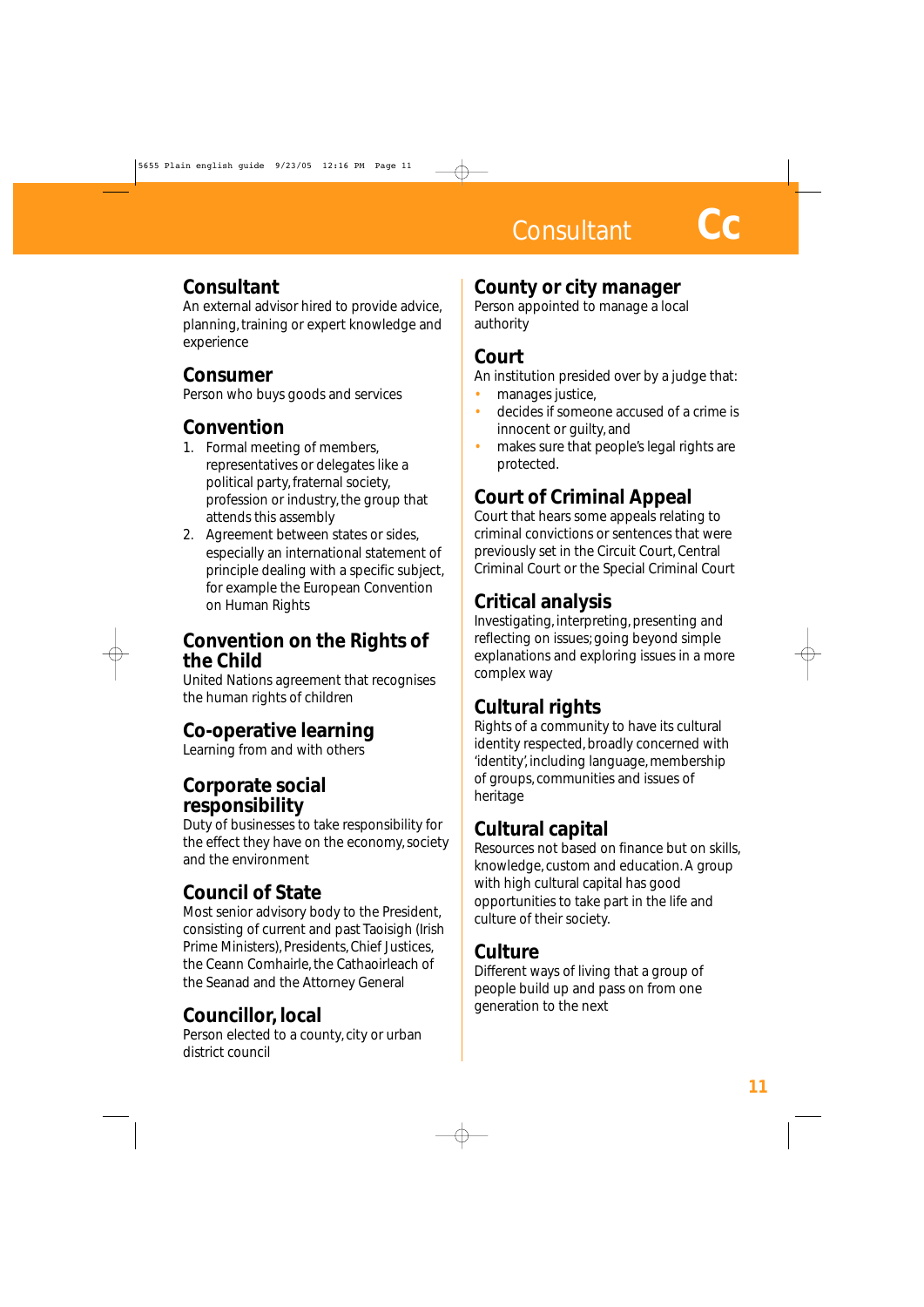## Consultant
An external advisor hired to provide advice, planning, training or expert knowledge and experience

## Consumer
Person who buys goods and services

## Convention
1. Formal meeting of members, representatives or delegates like a political party, fraternal society, profession or industry, the group that attends this assembly
2. Agreement between states or sides, especially an international statement of principle dealing with a specific subject, for example the European Convention on Human Rights

## Convention on the Rights of the Child
United Nations agreement that recognises the human rights of children

## Co-operative learning
Learning from and with others

## Corporate social responsibility
Duty of businesses to take responsibility for the effect they have on the economy, society and the environment

## Council of State
Most senior advisory body to the President, consisting of current and past Taoisigh (Irish Prime Ministers), Presidents, Chief Justices, the Ceann Comhairle, the Cathaoirleach of the Seanad and the Attorney General

## Councillor, local
Person elected to a county, city or urban district council

## County or city manager
Person appointed to manage a local authority

## Court
An institution presided over by a judge that:

- manages justice,
- decides if someone accused of a crime is innocent or guilty, and
- makes sure that people's legal rights are protected.

## Court of Criminal Appeal
Court that hears some appeals relating to criminal convictions or sentences that were previously set in the Circuit Court, Central Criminal Court or the Special Criminal Court

## Critical analysis
Investigating, interpreting, presenting and reflecting on issues; going beyond simple explanations and exploring issues in a more complex way

## Cultural rights
Rights of a community to have its cultural identity respected, broadly concerned with 'identity', including language, membership of groups, communities and issues of heritage

## Cultural capital
Resources not based on finance but on skills, knowledge, custom and education. A group with high cultural capital has good opportunities to take part in the life and culture of their society.

## Culture
Different ways of living that a group of people build up and pass on from one generation to the next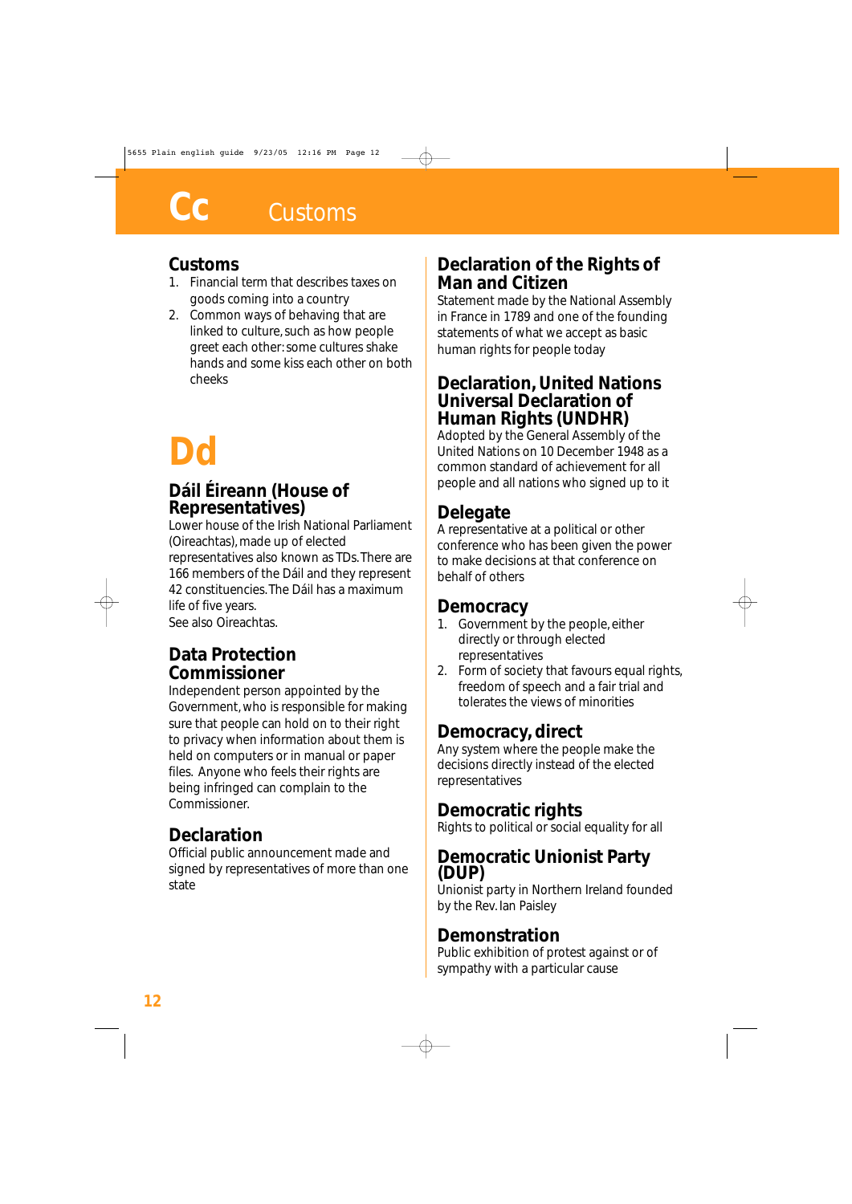# Cc Customs

## Customs

1. Financial term that describes taxes on goods coming into a country
2. Common ways of behaving that are linked to culture, such as how people greet each other: some cultures shake hands and some kiss each other on both cheeks

# Dd

## Dáil Éireann (House of Representatives)

Lower house of the Irish National Parliament (Oireachtas), made up of elected representatives also known as TDs. There are 166 members of the Dáil and they represent 42 constituencies. The Dáil has a maximum life of five years.
See also Oireachtas.

## Data Protection Commissioner

Independent person appointed by the Government, who is responsible for making sure that people can hold on to their right to privacy when information about them is held on computers or in manual or paper files. Anyone who feels their rights are being infringed can complain to the Commissioner.

## Declaration

Official public announcement made and signed by representatives of more than one state

## Declaration of the Rights of Man and Citizen

Statement made by the National Assembly in France in 1789 and one of the founding statements of what we accept as basic human rights for people today

## Declaration, United Nations Universal Declaration of Human Rights (UNDHR)

Adopted by the General Assembly of the United Nations on 10 December 1948 as a common standard of achievement for all people and all nations who signed up to it

## Delegate

A representative at a political or other conference who has been given the power to make decisions at that conference on behalf of others

## Democracy

1. Government by the people, either directly or through elected representatives
2. Form of society that favours equal rights, freedom of speech and a fair trial and tolerates the views of minorities

## Democracy, direct

Any system where the people make the decisions directly instead of the elected representatives

## Democratic rights

Rights to political or social equality for all

## Democratic Unionist Party (DUP)

Unionist party in Northern Ireland founded by the Rev. Ian Paisley

## Demonstration

Public exhibition of protest against or of sympathy with a particular cause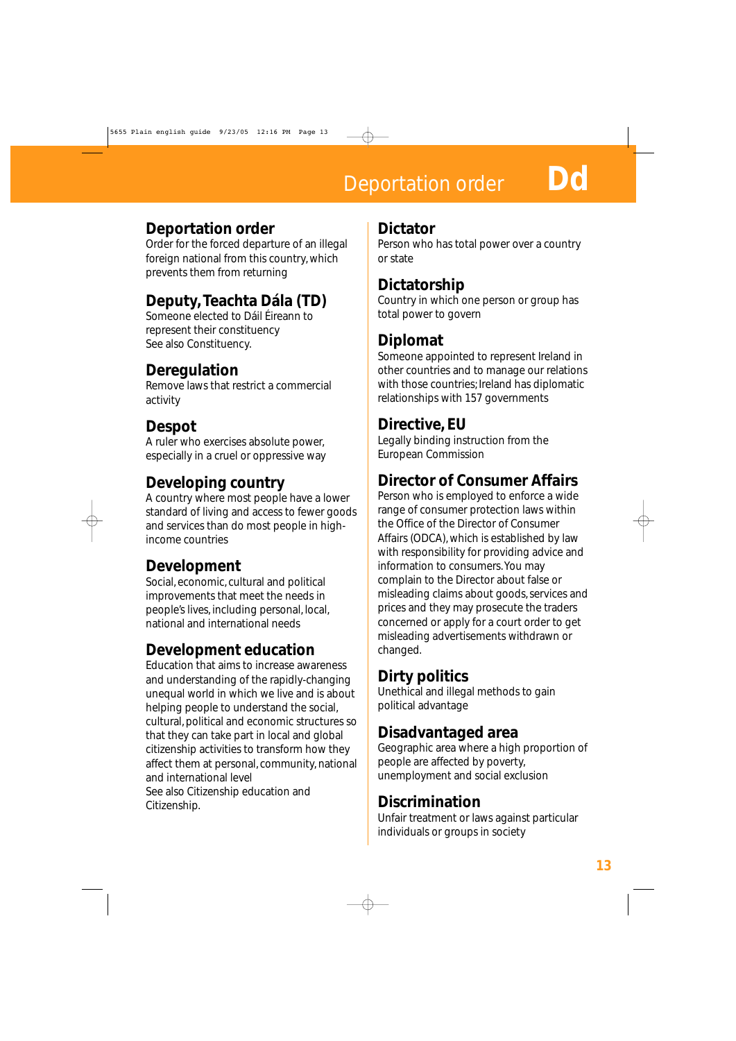## Deportation order
Order for the forced departure of an illegal foreign national from this country, which prevents them from returning

## Deputy, Teachta Dála (TD)
Someone elected to Dáil Éireann to represent their constituency
See also Constituency.

## Deregulation
Remove laws that restrict a commercial activity

## Despot
A ruler who exercises absolute power, especially in a cruel or oppressive way

## Developing country
A country where most people have a lower standard of living and access to fewer goods and services than do most people in high-income countries

## Development
Social, economic, cultural and political improvements that meet the needs in people's lives, including personal, local, national and international needs

## Development education
Education that aims to increase awareness and understanding of the rapidly-changing unequal world in which we live and is about helping people to understand the social, cultural, political and economic structures so that they can take part in local and global citizenship activities to transform how they affect them at personal, community, national and international level
See also Citizenship education and Citizenship.

## Dictator
Person who has total power over a country or state

## Dictatorship
Country in which one person or group has total power to govern

## Diplomat
Someone appointed to represent Ireland in other countries and to manage our relations with those countries; Ireland has diplomatic relationships with 157 governments

## Directive, EU
Legally binding instruction from the European Commission

## Director of Consumer Affairs
Person who is employed to enforce a wide range of consumer protection laws within the Office of the Director of Consumer Affairs (ODCA), which is established by law with responsibility for providing advice and information to consumers. You may complain to the Director about false or misleading claims about goods, services and prices and they may prosecute the traders concerned or apply for a court order to get misleading advertisements withdrawn or changed.

## Dirty politics
Unethical and illegal methods to gain political advantage

## Disadvantaged area
Geographic area where a high proportion of people are affected by poverty, unemployment and social exclusion

## Discrimination
Unfair treatment or laws against particular individuals or groups in society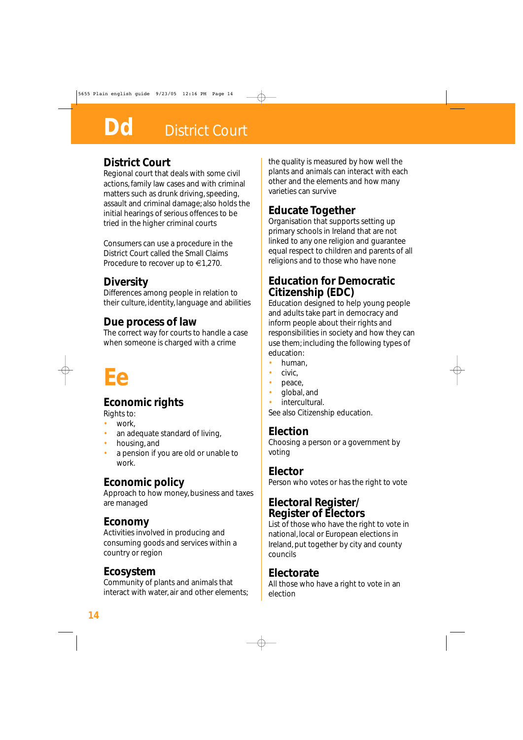# Dd District Court

## District Court

Regional court that deals with some civil actions, family law cases and with criminal matters such as drunk driving, speeding, assault and criminal damage; also holds the initial hearings of serious offences to be tried in the higher criminal courts

Consumers can use a procedure in the District Court called the Small Claims Procedure to recover up to €1,270.

## Diversity

Differences among people in relation to their culture, identity, language and abilities

## Due process of law

The correct way for courts to handle a case when someone is charged with a crime

# Ee

## Economic rights

Rights to:

- work,
- an adequate standard of living,
- housing, and
- a pension if you are old or unable to work.

## Economic policy

Approach to how money, business and taxes are managed

## Economy

Activities involved in producing and consuming goods and services within a country or region

## Ecosystem

Community of plants and animals that interact with water, air and other elements; the quality is measured by how well the plants and animals can interact with each other and the elements and how many varieties can survive

## Educate Together

Organisation that supports setting up primary schools in Ireland that are not linked to any one religion and guarantee equal respect to children and parents of all religions and to those who have none

## Education for Democratic Citizenship (EDC)

Education designed to help young people and adults take part in democracy and inform people about their rights and responsibilities in society and how they can use them; including the following types of education:

- human,
- civic,
- peace,
- global, and
- intercultural.

See also Citizenship education.

## Election

Choosing a person or a government by voting

## Elector

Person who votes or has the right to vote

## Electoral Register/ Register of Electors

List of those who have the right to vote in national, local or European elections in Ireland, put together by city and county councils

## Electorate

All those who have a right to vote in an election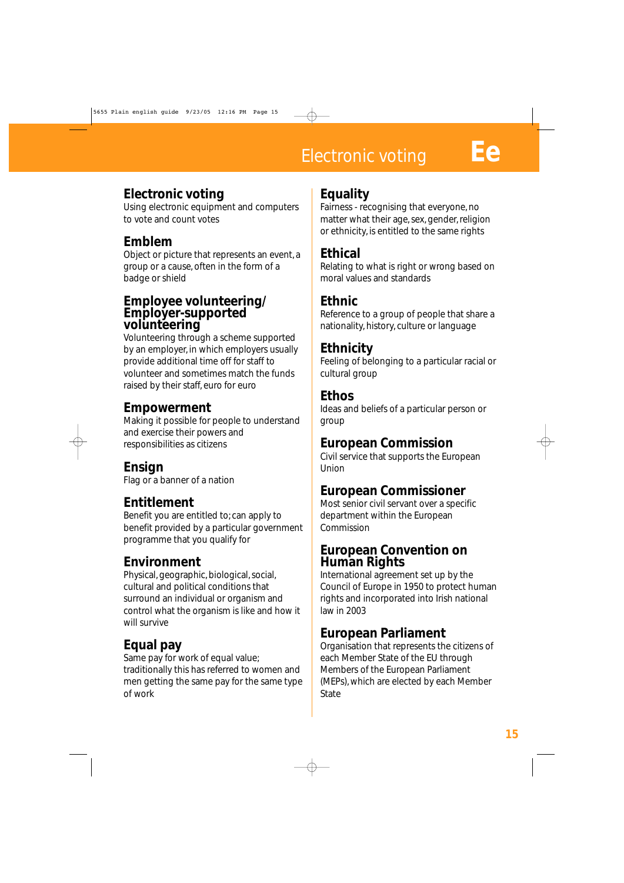## Electronic voting
Using electronic equipment and computers to vote and count votes

## Emblem
Object or picture that represents an event, a group or a cause, often in the form of a badge or shield

## Employee volunteering/ Employer-supported volunteering
Volunteering through a scheme supported by an employer, in which employers usually provide additional time off for staff to volunteer and sometimes match the funds raised by their staff, euro for euro

## Empowerment
Making it possible for people to understand and exercise their powers and responsibilities as citizens

## Ensign
Flag or a banner of a nation

## Entitlement
Benefit you are entitled to; can apply to benefit provided by a particular government programme that you qualify for

## Environment
Physical, geographic, biological, social, cultural and political conditions that surround an individual or organism and control what the organism is like and how it will survive

## Equal pay
Same pay for work of equal value; traditionally this has referred to women and men getting the same pay for the same type of work

## Equality
Fairness - recognising that everyone, no matter what their age, sex, gender, religion or ethnicity, is entitled to the same rights

## Ethical
Relating to what is right or wrong based on moral values and standards

## Ethnic
Reference to a group of people that share a nationality, history, culture or language

## Ethnicity
Feeling of belonging to a particular racial or cultural group

## Ethos
Ideas and beliefs of a particular person or group

## European Commission
Civil service that supports the European Union

## European Commissioner
Most senior civil servant over a specific department within the European Commission

## European Convention on Human Rights
International agreement set up by the Council of Europe in 1950 to protect human rights and incorporated into Irish national law in 2003

## European Parliament
Organisation that represents the citizens of each Member State of the EU through Members of the European Parliament (MEPs), which are elected by each Member State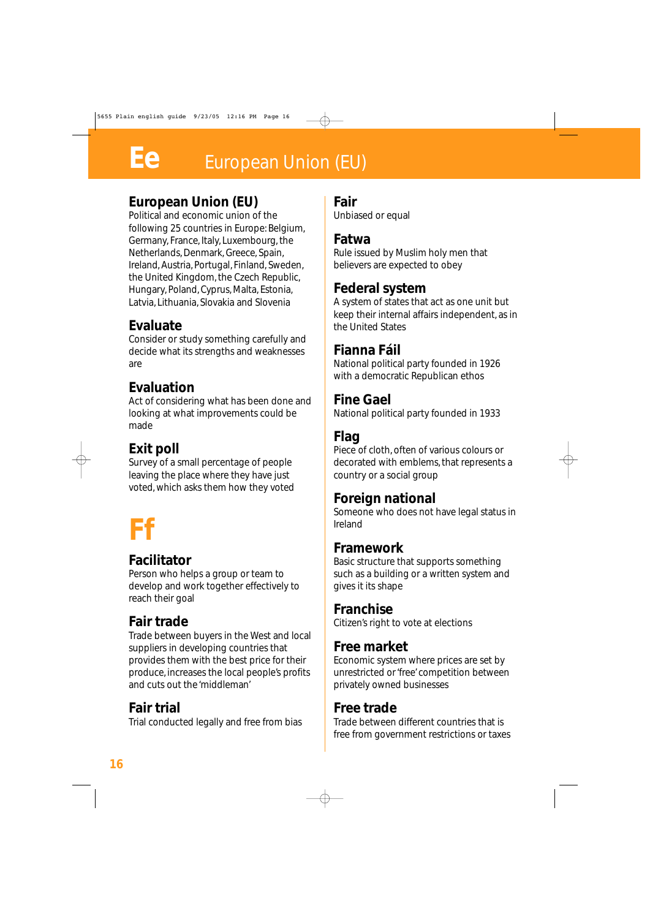# Ee European Union (EU)

## European Union (EU)
Political and economic union of the following 25 countries in Europe: Belgium, Germany, France, Italy, Luxembourg, the Netherlands, Denmark, Greece, Spain, Ireland, Austria, Portugal, Finland, Sweden, the United Kingdom, the Czech Republic, Hungary, Poland, Cyprus, Malta, Estonia, Latvia, Lithuania, Slovakia and Slovenia

## Evaluate
Consider or study something carefully and decide what its strengths and weaknesses are

## Evaluation
Act of considering what has been done and looking at what improvements could be made

## Exit poll
Survey of a small percentage of people leaving the place where they have just voted, which asks them how they voted

# Ff

## Facilitator
Person who helps a group or team to develop and work together effectively to reach their goal

## Fair trade
Trade between buyers in the West and local suppliers in developing countries that provides them with the best price for their produce, increases the local people's profits and cuts out the 'middleman'

## Fair trial
Trial conducted legally and free from bias

## Fair
Unbiased or equal

## Fatwa
Rule issued by Muslim holy men that believers are expected to obey

## Federal system
A system of states that act as one unit but keep their internal affairs independent, as in the United States

## Fianna Fáil
National political party founded in 1926 with a democratic Republican ethos

## Fine Gael
National political party founded in 1933

## Flag
Piece of cloth, often of various colours or decorated with emblems, that represents a country or a social group

## Foreign national
Someone who does not have legal status in Ireland

## Framework
Basic structure that supports something such as a building or a written system and gives it its shape

## Franchise
Citizen's right to vote at elections

## Free market
Economic system where prices are set by unrestricted or 'free' competition between privately owned businesses

## Free trade
Trade between different countries that is free from government restrictions or taxes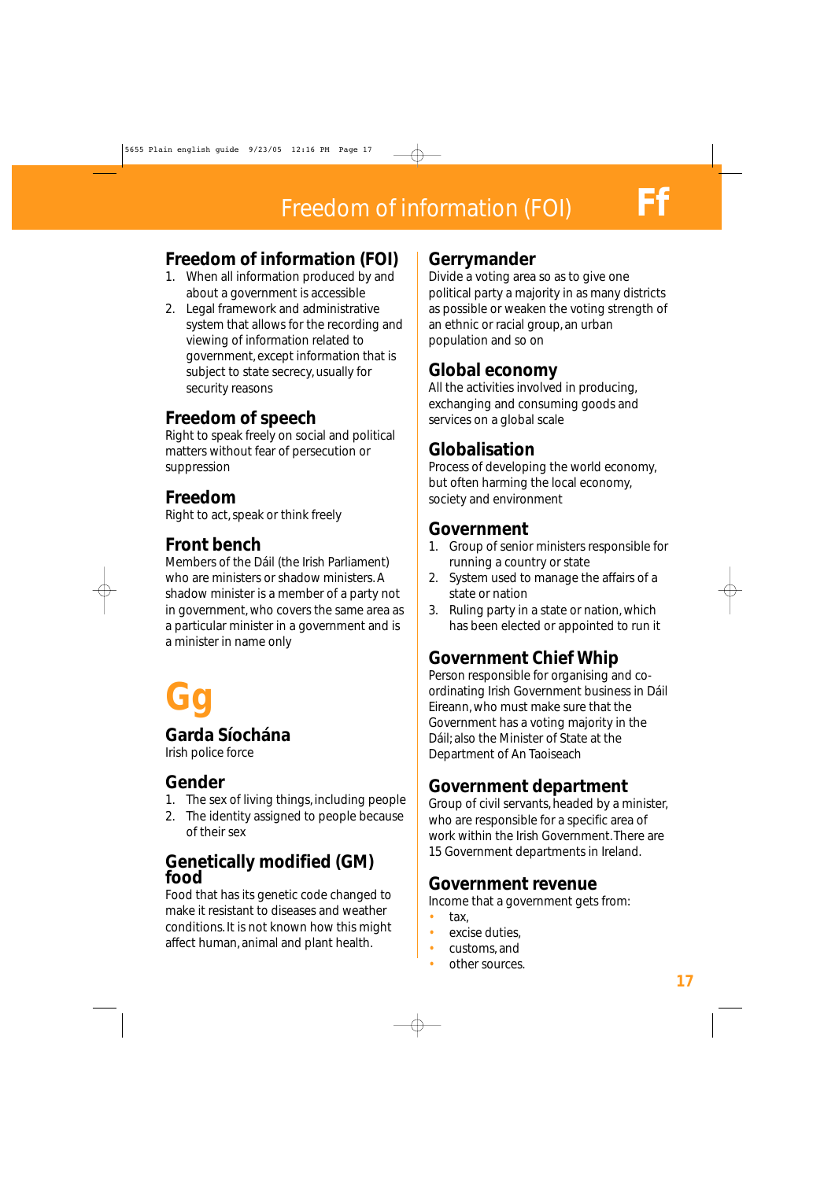### Freedom of information (FOI)

1. When all information produced by and about a government is accessible
2. Legal framework and administrative system that allows for the recording and viewing of information related to government, except information that is subject to state secrecy, usually for security reasons

### Freedom of speech

Right to speak freely on social and political matters without fear of persecution or suppression

### Freedom

Right to act, speak or think freely

### Front bench

Members of the Dáil (the Irish Parliament) who are ministers or shadow ministers. A shadow minister is a member of a party not in government, who covers the same area as a particular minister in a government and is a minister in name only

## Gg

### Garda Síochána

Irish police force

### Gender

1. The sex of living things, including people
2. The identity assigned to people because of their sex

### Genetically modified (GM) food

Food that has its genetic code changed to make it resistant to diseases and weather conditions. It is not known how this might affect human, animal and plant health.

### Gerrymander

Divide a voting area so as to give one political party a majority in as many districts as possible or weaken the voting strength of an ethnic or racial group, an urban population and so on

### Global economy

All the activities involved in producing, exchanging and consuming goods and services on a global scale

### Globalisation

Process of developing the world economy, but often harming the local economy, society and environment

### Government

1. Group of senior ministers responsible for running a country or state
2. System used to manage the affairs of a state or nation
3. Ruling party in a state or nation, which has been elected or appointed to run it

### Government Chief Whip

Person responsible for organising and co-ordinating Irish Government business in Dáil Eireann, who must make sure that the Government has a voting majority in the Dáil; also the Minister of State at the Department of An Taoiseach

### Government department

Group of civil servants, headed by a minister, who are responsible for a specific area of work within the Irish Government. There are 15 Government departments in Ireland.

### Government revenue

Income that a government gets from:

- tax,
- excise duties,
- customs, and
- other sources.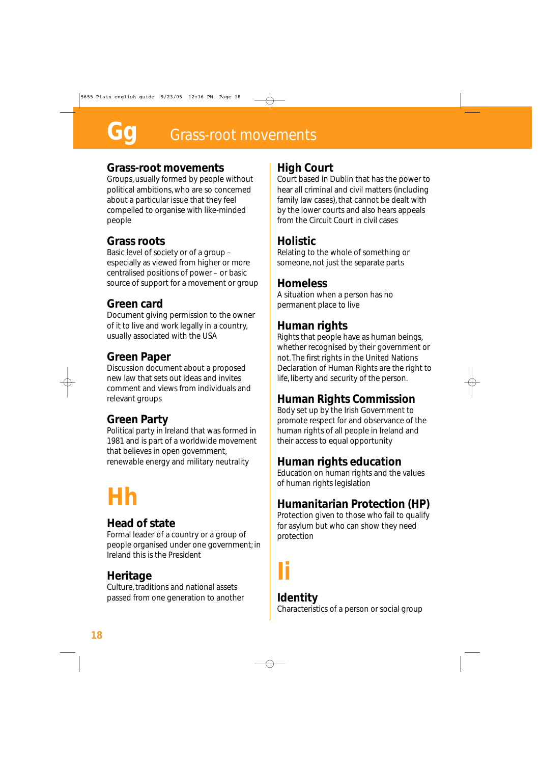# Gg Grass-root movements

### Grass-root movements
Groups, usually formed by people without political ambitions, who are so concerned about a particular issue that they feel compelled to organise with like-minded people

### Grass roots
Basic level of society or of a group – especially as viewed from higher or more centralised positions of power – or basic source of support for a movement or group

### Green card
Document giving permission to the owner of it to live and work legally in a country, usually associated with the USA

### Green Paper
Discussion document about a proposed new law that sets out ideas and invites comment and views from individuals and relevant groups

### Green Party
Political party in Ireland that was formed in 1981 and is part of a worldwide movement that believes in open government, renewable energy and military neutrality

# Hh

### Head of state
Formal leader of a country or a group of people organised under one government; in Ireland this is the President

### Heritage
Culture, traditions and national assets passed from one generation to another

### High Court
Court based in Dublin that has the power to hear all criminal and civil matters (including family law cases), that cannot be dealt with by the lower courts and also hears appeals from the Circuit Court in civil cases

### Holistic
Relating to the whole of something or someone, not just the separate parts

### Homeless
A situation when a person has no permanent place to live

### Human rights
Rights that people have as human beings, whether recognised by their government or not. The first rights in the United Nations Declaration of Human Rights are the right to life, liberty and security of the person.

### Human Rights Commission
Body set up by the Irish Government to promote respect for and observance of the human rights of all people in Ireland and their access to equal opportunity

### Human rights education
Education on human rights and the values of human rights legislation

### Humanitarian Protection (HP)
Protection given to those who fail to qualify for asylum but who can show they need protection

# Ii

### Identity
Characteristics of a person or social group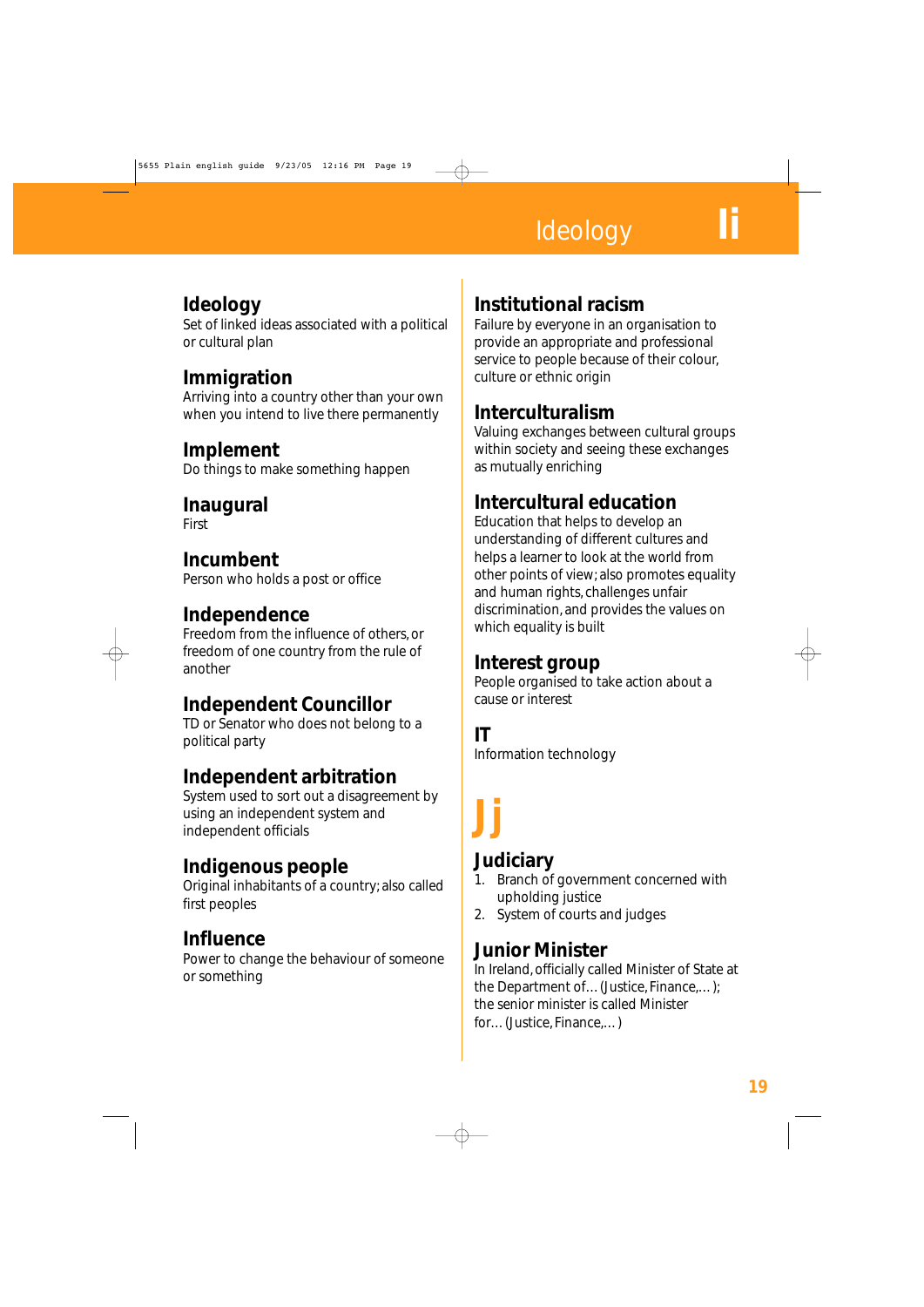### Ideology
Set of linked ideas associated with a political or cultural plan

### Immigration
Arriving into a country other than your own when you intend to live there permanently

### Implement
Do things to make something happen

### Inaugural
First

### Incumbent
Person who holds a post or office

### Independence
Freedom from the influence of others, or freedom of one country from the rule of another

### Independent Councillor
TD or Senator who does not belong to a political party

### Independent arbitration
System used to sort out a disagreement by using an independent system and independent officials

### Indigenous people
Original inhabitants of a country; also called first peoples

### Influence
Power to change the behaviour of someone or something

### Institutional racism
Failure by everyone in an organisation to provide an appropriate and professional service to people because of their colour, culture or ethnic origin

### Interculturalism
Valuing exchanges between cultural groups within society and seeing these exchanges as mutually enriching

### Intercultural education
Education that helps to develop an understanding of different cultures and helps a learner to look at the world from other points of view; also promotes equality and human rights, challenges unfair discrimination, and provides the values on which equality is built

### Interest group
People organised to take action about a cause or interest

### IT
Information technology

## Jj

### Judiciary
1. Branch of government concerned with upholding justice
2. System of courts and judges

### Junior Minister
In Ireland, officially called Minister of State at the Department of… (Justice, Finance,… ); the senior minister is called Minister for… (Justice, Finance,… )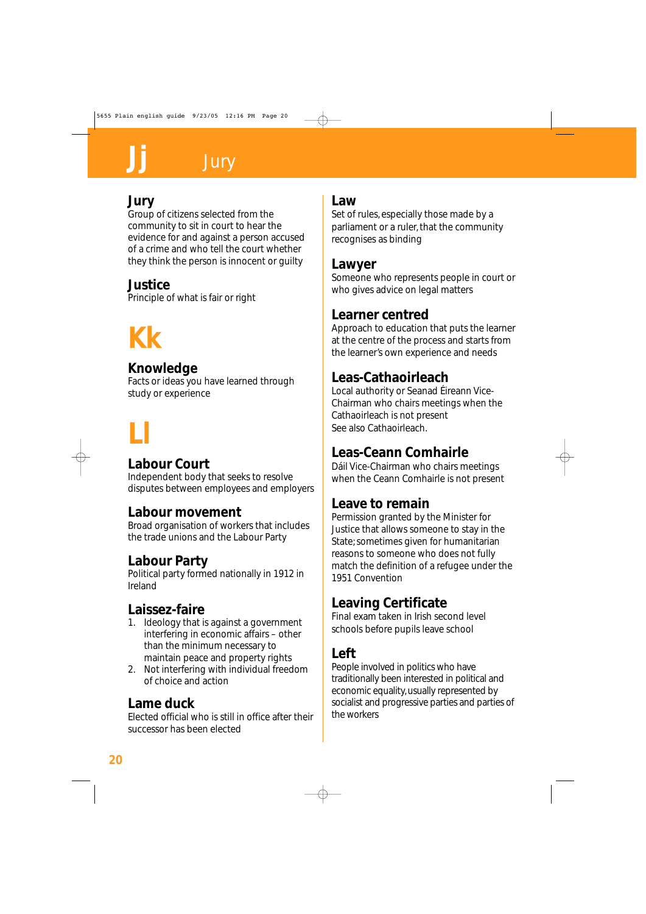# Jj Jury

### Jury
Group of citizens selected from the community to sit in court to hear the evidence for and against a person accused of a crime and who tell the court whether they think the person is innocent or guilty

### Justice
Principle of what is fair or right

# Kk

### Knowledge
Facts or ideas you have learned through study or experience

# Ll

### Labour Court
Independent body that seeks to resolve disputes between employees and employers

### Labour movement
Broad organisation of workers that includes the trade unions and the Labour Party

### Labour Party
Political party formed nationally in 1912 in Ireland

### Laissez-faire
1. Ideology that is against a government interfering in economic affairs – other than the minimum necessary to maintain peace and property rights
2. Not interfering with individual freedom of choice and action

### Lame duck
Elected official who is still in office after their successor has been elected

### Law
Set of rules, especially those made by a parliament or a ruler, that the community recognises as binding

### Lawyer
Someone who represents people in court or who gives advice on legal matters

### Learner centred
Approach to education that puts the learner at the centre of the process and starts from the learner's own experience and needs

### Leas-Cathaoirleach
Local authority or Seanad Éireann Vice-Chairman who chairs meetings when the Cathaoirleach is not present
See also Cathaoirleach.

### Leas-Ceann Comhairle
Dáil Vice-Chairman who chairs meetings when the Ceann Comhairle is not present

### Leave to remain
Permission granted by the Minister for Justice that allows someone to stay in the State; sometimes given for humanitarian reasons to someone who does not fully match the definition of a refugee under the 1951 Convention

### Leaving Certificate
Final exam taken in Irish second level schools before pupils leave school

### Left
People involved in politics who have traditionally been interested in political and economic equality, usually represented by socialist and progressive parties and parties of the workers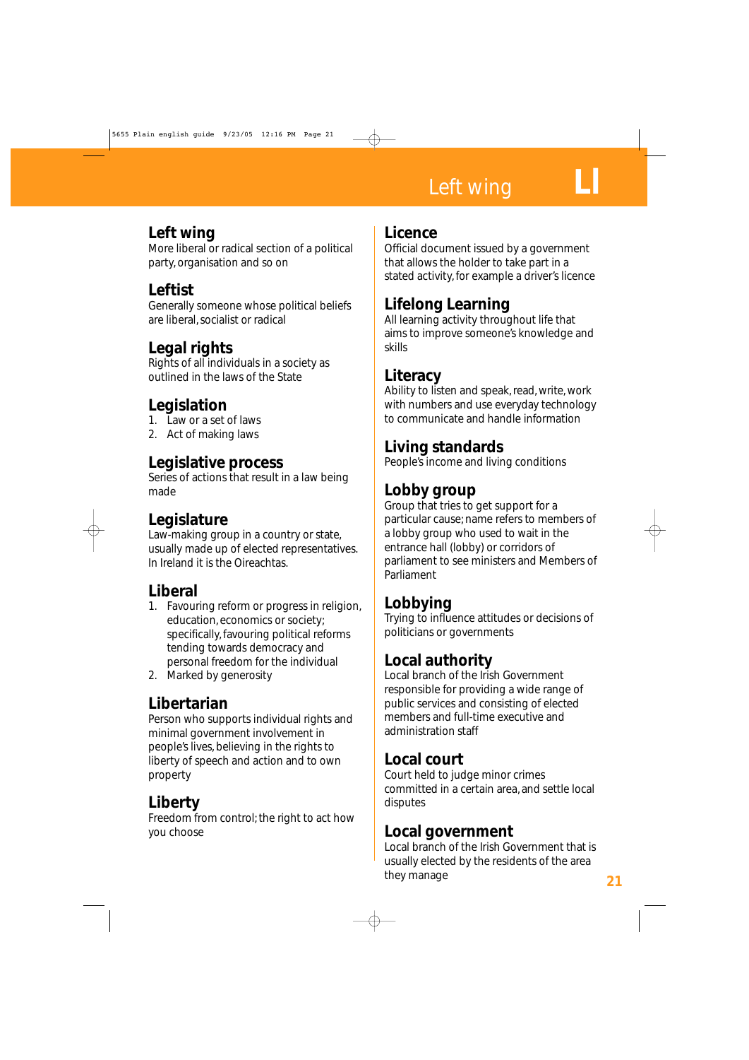## Left wing
More liberal or radical section of a political party, organisation and so on

## Leftist
Generally someone whose political beliefs are liberal, socialist or radical

## Legal rights
Rights of all individuals in a society as outlined in the laws of the State

## Legislation
1. Law or a set of laws
2. Act of making laws

## Legislative process
Series of actions that result in a law being made

## Legislature
Law-making group in a country or state, usually made up of elected representatives. In Ireland it is the Oireachtas.

## Liberal
1. Favouring reform or progress in religion, education, economics or society; specifically, favouring political reforms tending towards democracy and personal freedom for the individual
2. Marked by generosity

## Libertarian
Person who supports individual rights and minimal government involvement in people's lives, believing in the rights to liberty of speech and action and to own property

## Liberty
Freedom from control; the right to act how you choose

## Licence
Official document issued by a government that allows the holder to take part in a stated activity, for example a driver's licence

## Lifelong Learning
All learning activity throughout life that aims to improve someone's knowledge and skills

## Literacy
Ability to listen and speak, read, write, work with numbers and use everyday technology to communicate and handle information

## Living standards
People's income and living conditions

## Lobby group
Group that tries to get support for a particular cause; name refers to members of a lobby group who used to wait in the entrance hall (lobby) or corridors of parliament to see ministers and Members of Parliament

## Lobbying
Trying to influence attitudes or decisions of politicians or governments

## Local authority
Local branch of the Irish Government responsible for providing a wide range of public services and consisting of elected members and full-time executive and administration staff

## Local court
Court held to judge minor crimes committed in a certain area, and settle local disputes

## Local government
Local branch of the Irish Government that is usually elected by the residents of the area they manage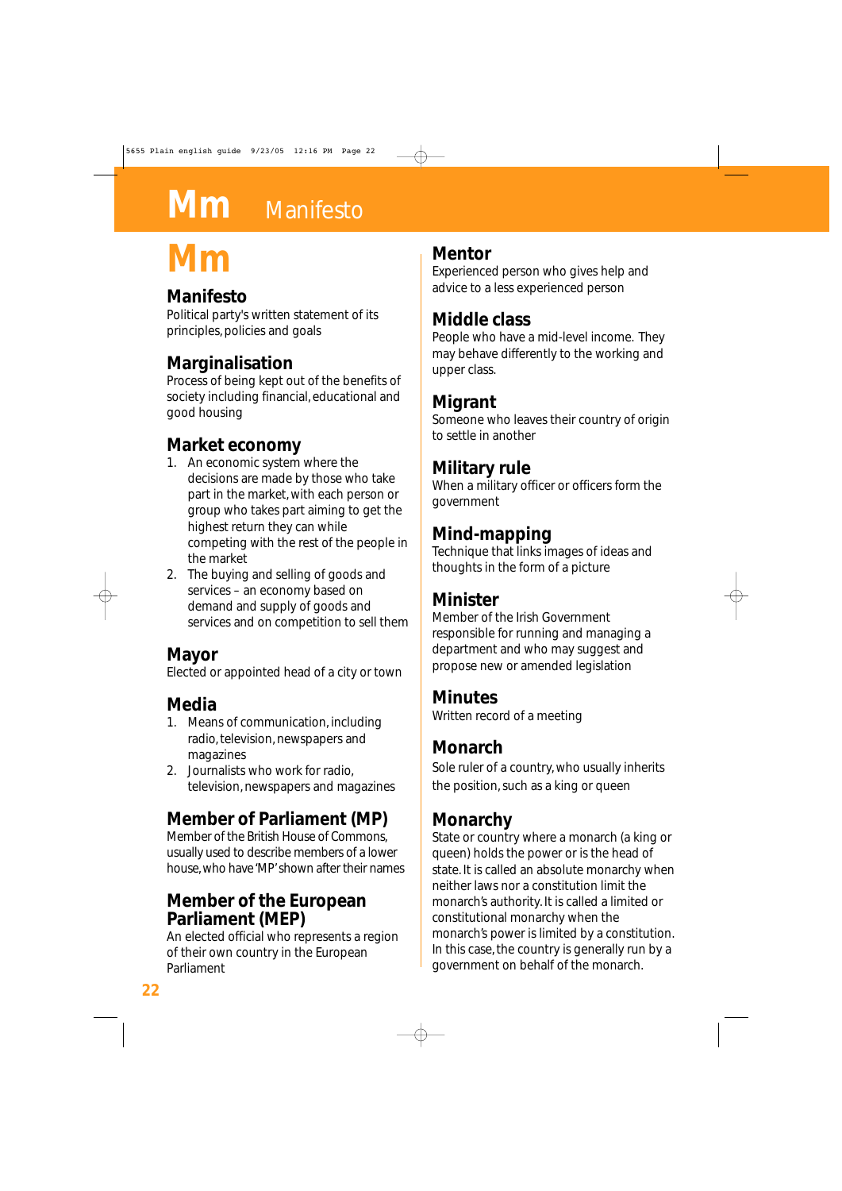# Mm

### Manifesto
Political party's written statement of its principles, policies and goals

### Marginalisation
Process of being kept out of the benefits of society including financial, educational and good housing

### Market economy
1. An economic system where the decisions are made by those who take part in the market, with each person or group who takes part aiming to get the highest return they can while competing with the rest of the people in the market
2. The buying and selling of goods and services – an economy based on demand and supply of goods and services and on competition to sell them

### Mayor
Elected or appointed head of a city or town

### Media
1. Means of communication, including radio, television, newspapers and magazines
2. Journalists who work for radio, television, newspapers and magazines

### Member of Parliament (MP)
Member of the British House of Commons, usually used to describe members of a lower house, who have 'MP' shown after their names

### Member of the European Parliament (MEP)
An elected official who represents a region of their own country in the European Parliament

### Mentor
Experienced person who gives help and advice to a less experienced person

### Middle class
People who have a mid-level income. They may behave differently to the working and upper class.

### Migrant
Someone who leaves their country of origin to settle in another

### Military rule
When a military officer or officers form the government

### Mind-mapping
Technique that links images of ideas and thoughts in the form of a picture

### Minister
Member of the Irish Government responsible for running and managing a department and who may suggest and propose new or amended legislation

### Minutes
Written record of a meeting

### Monarch
Sole ruler of a country, who usually inherits the position, such as a king or queen

### Monarchy
State or country where a monarch (a king or queen) holds the power or is the head of state. It is called an absolute monarchy when neither laws nor a constitution limit the monarch's authority. It is called a limited or constitutional monarchy when the monarch's power is limited by a constitution. In this case, the country is generally run by a government on behalf of the monarch.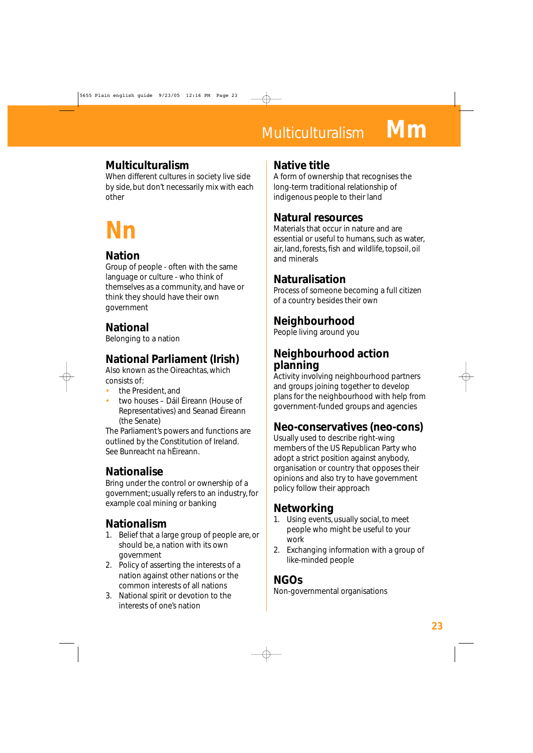## Multiculturalism
When different cultures in society live side by side, but don't necessarily mix with each other

# Nn

## Nation
Group of people - often with the same language or culture - who think of themselves as a community, and have or think they should have their own government

## National
Belonging to a nation

## National Parliament (Irish)
Also known as the Oireachtas, which consists of:

- the President, and
- two houses – Dáil Éireann (House of Representatives) and Seanad Éireann (the Senate)

The Parliament's powers and functions are outlined by the Constitution of Ireland. See Bunreacht na hÉireann.

## Nationalise
Bring under the control or ownership of a government; usually refers to an industry, for example coal mining or banking

## Nationalism
1. Belief that a large group of people are, or should be, a nation with its own government
2. Policy of asserting the interests of a nation against other nations or the common interests of all nations
3. National spirit or devotion to the interests of one's nation

## Native title
A form of ownership that recognises the long-term traditional relationship of indigenous people to their land

## Natural resources
Materials that occur in nature and are essential or useful to humans, such as water, air, land, forests, fish and wildlife, topsoil, oil and minerals

## Naturalisation
Process of someone becoming a full citizen of a country besides their own

## Neighbourhood
People living around you

## Neighbourhood action planning
Activity involving neighbourhood partners and groups joining together to develop plans for the neighbourhood with help from government-funded groups and agencies

## Neo-conservatives (neo-cons)
Usually used to describe right-wing members of the US Republican Party who adopt a strict position against anybody, organisation or country that opposes their opinions and also try to have government policy follow their approach

## Networking
1. Using events, usually social, to meet people who might be useful to your work
2. Exchanging information with a group of like-minded people

## NGOs
Non-governmental organisations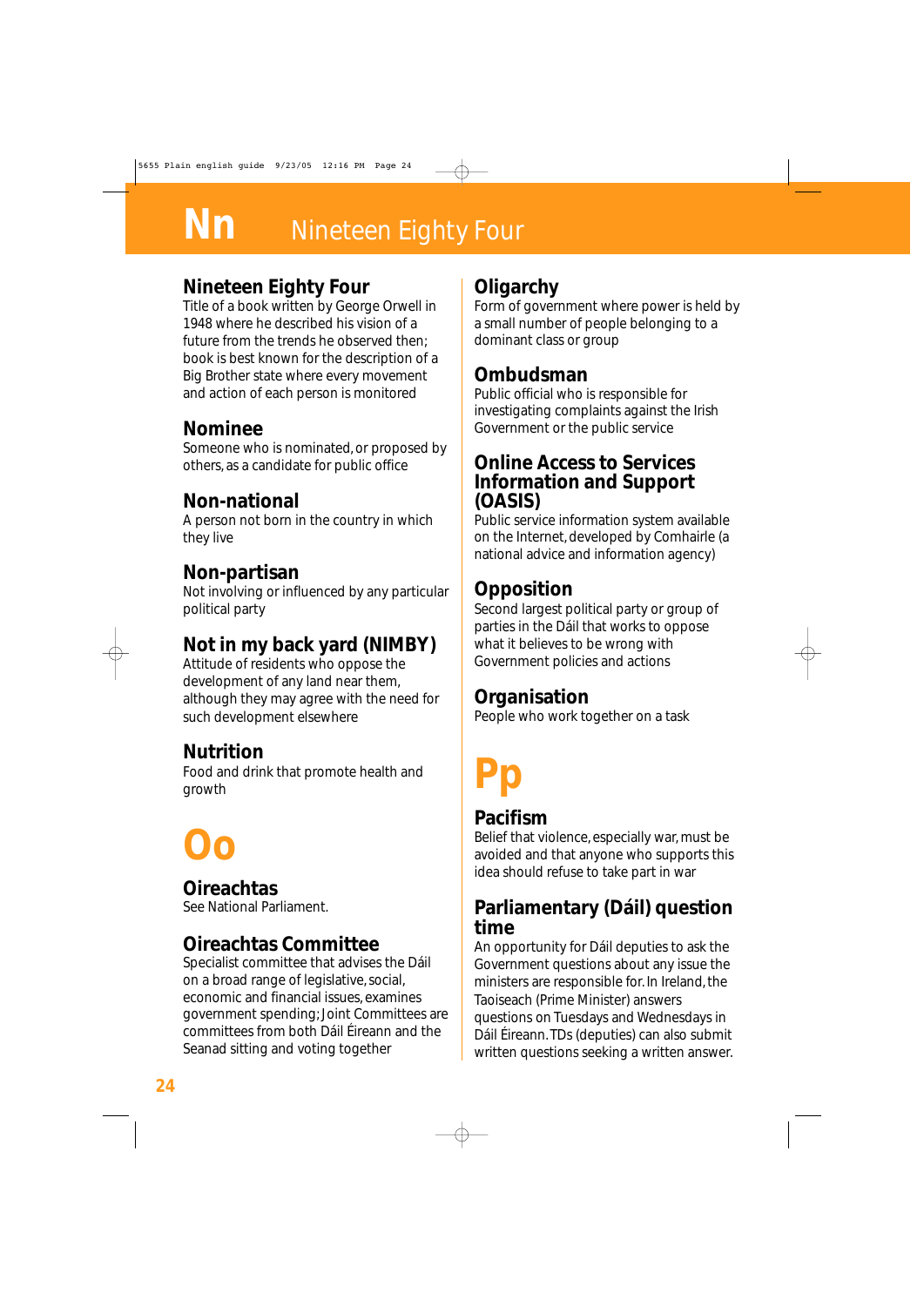# Nn Nineteen Eighty Four

### Nineteen Eighty Four
Title of a book written by George Orwell in 1948 where he described his vision of a future from the trends he observed then; book is best known for the description of a Big Brother state where every movement and action of each person is monitored

### Nominee
Someone who is nominated, or proposed by others, as a candidate for public office

### Non-national
A person not born in the country in which they live

### Non-partisan
Not involving or influenced by any particular political party

### Not in my back yard (NIMBY)
Attitude of residents who oppose the development of any land near them, although they may agree with the need for such development elsewhere

### Nutrition
Food and drink that promote health and growth

# Oo

### Oireachtas
See National Parliament.

### Oireachtas Committee
Specialist committee that advises the Dáil on a broad range of legislative, social, economic and financial issues, examines government spending; Joint Committees are committees from both Dáil Éireann and the Seanad sitting and voting together

### Oligarchy
Form of government where power is held by a small number of people belonging to a dominant class or group

### Ombudsman
Public official who is responsible for investigating complaints against the Irish Government or the public service

### Online Access to Services Information and Support (OASIS)
Public service information system available on the Internet, developed by Comhairle (a national advice and information agency)

### Opposition
Second largest political party or group of parties in the Dáil that works to oppose what it believes to be wrong with Government policies and actions

### Organisation
People who work together on a task

# Pp

### Pacifism
Belief that violence, especially war, must be avoided and that anyone who supports this idea should refuse to take part in war

### Parliamentary (Dáil) question time
An opportunity for Dáil deputies to ask the Government questions about any issue the ministers are responsible for. In Ireland, the Taoiseach (Prime Minister) answers questions on Tuesdays and Wednesdays in Dáil Éireann. TDs (deputies) can also submit written questions seeking a written answer.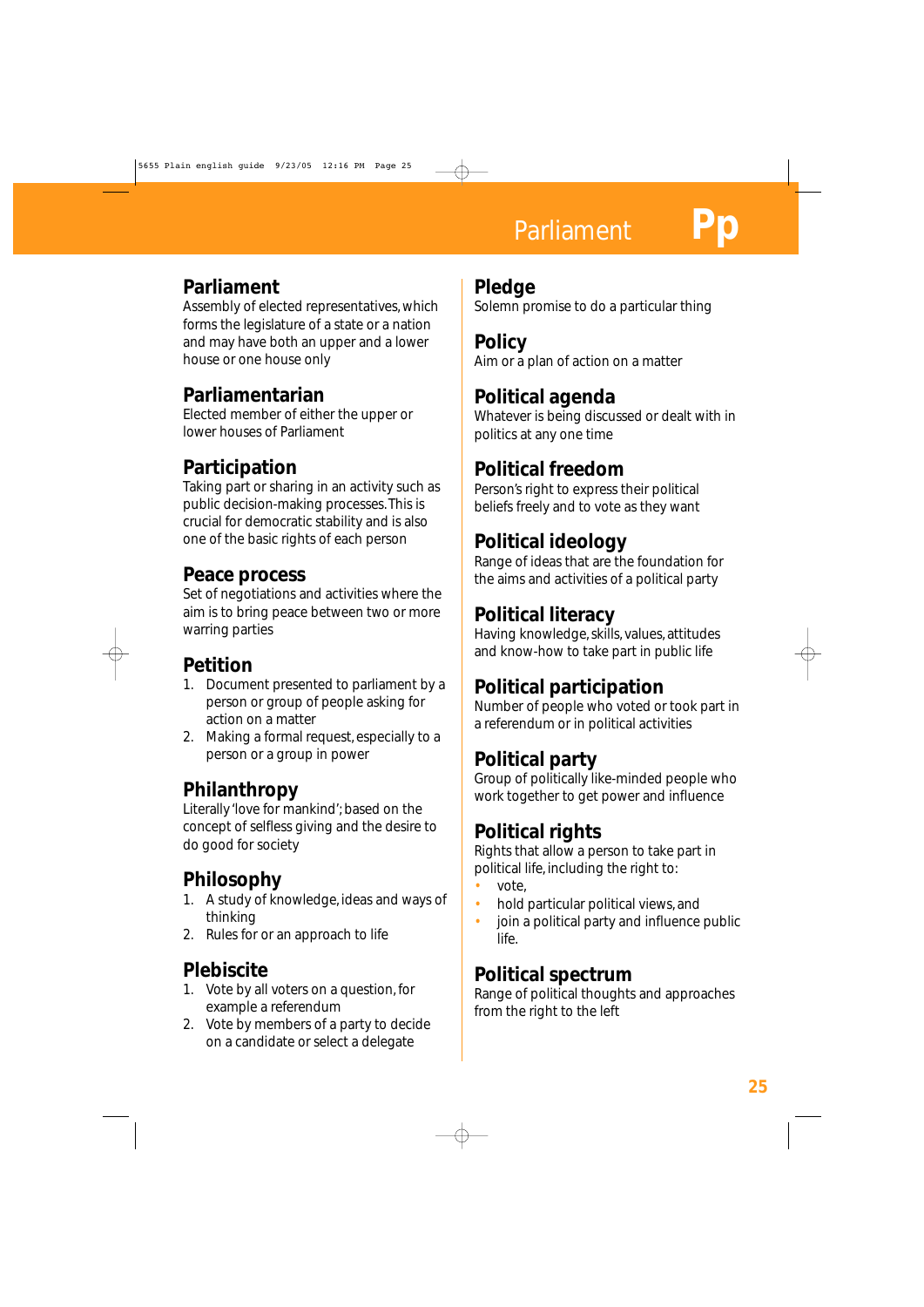## Parliament
Assembly of elected representatives, which forms the legislature of a state or a nation and may have both an upper and a lower house or one house only

## Parliamentarian
Elected member of either the upper or lower houses of Parliament

## Participation
Taking part or sharing in an activity such as public decision-making processes. This is crucial for democratic stability and is also one of the basic rights of each person

## Peace process
Set of negotiations and activities where the aim is to bring peace between two or more warring parties

## Petition
1. Document presented to parliament by a person or group of people asking for action on a matter
2. Making a formal request, especially to a person or a group in power

## Philanthropy
Literally 'love for mankind'; based on the concept of selfless giving and the desire to do good for society

## Philosophy
1. A study of knowledge, ideas and ways of thinking
2. Rules for or an approach to life

## Plebiscite
1. Vote by all voters on a question, for example a referendum
2. Vote by members of a party to decide on a candidate or select a delegate

## Pledge
Solemn promise to do a particular thing

## Policy
Aim or a plan of action on a matter

## Political agenda
Whatever is being discussed or dealt with in politics at any one time

## Political freedom
Person's right to express their political beliefs freely and to vote as they want

## Political ideology
Range of ideas that are the foundation for the aims and activities of a political party

## Political literacy
Having knowledge, skills, values, attitudes and know-how to take part in public life

## Political participation
Number of people who voted or took part in a referendum or in political activities

## Political party
Group of politically like-minded people who work together to get power and influence

## Political rights
Rights that allow a person to take part in political life, including the right to:
- vote,
- hold particular political views, and
- join a political party and influence public life.

## Political spectrum
Range of political thoughts and approaches from the right to the left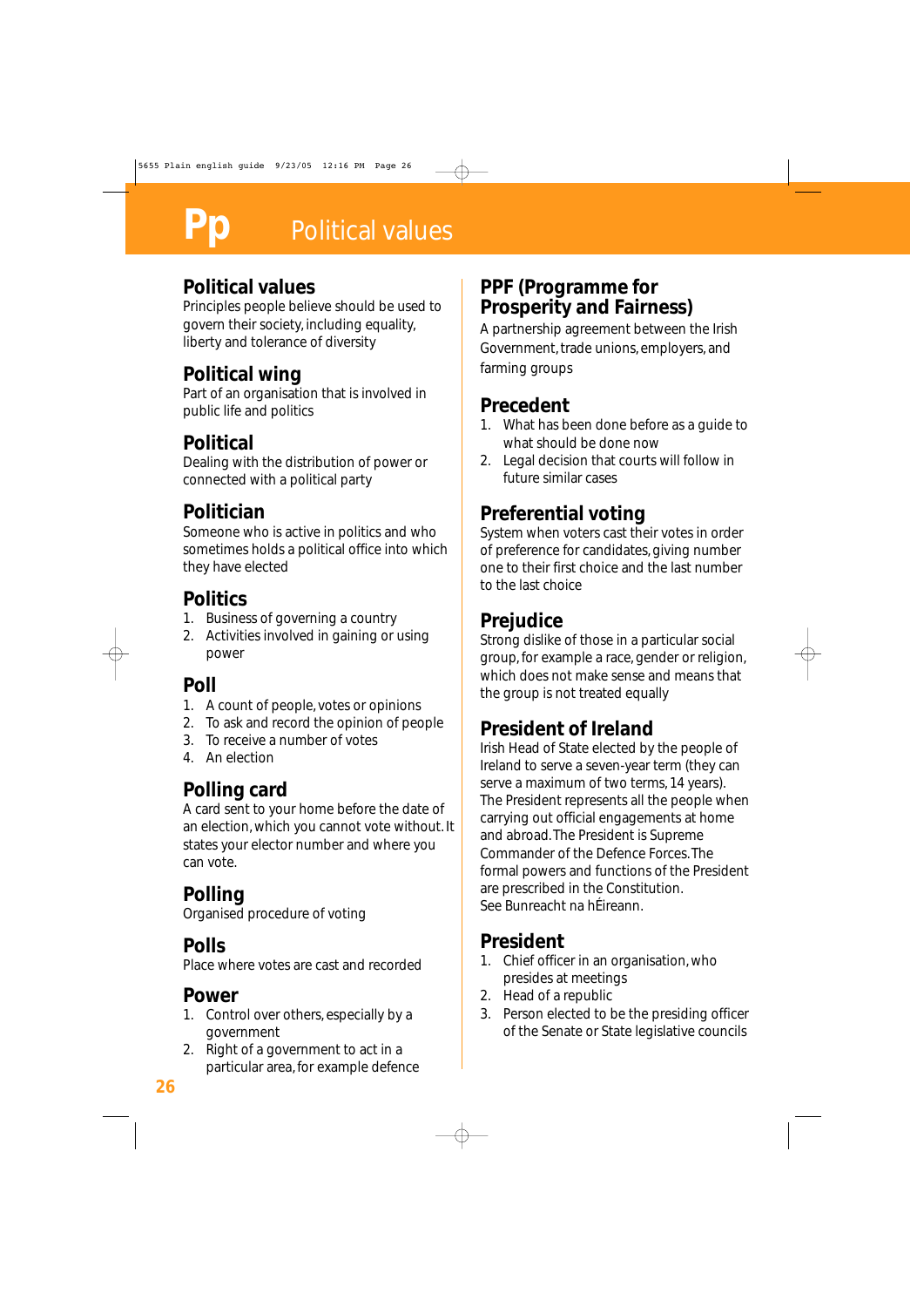# Pp Political values

## Political values

Principles people believe should be used to govern their society, including equality, liberty and tolerance of diversity

## Political wing

Part of an organisation that is involved in public life and politics

## Political

Dealing with the distribution of power or connected with a political party

## Politician

Someone who is active in politics and who sometimes holds a political office into which they have elected

## Politics

1. Business of governing a country
2. Activities involved in gaining or using power

## Poll

1. A count of people, votes or opinions
2. To ask and record the opinion of people
3. To receive a number of votes
4. An election

## Polling card

A card sent to your home before the date of an election, which you cannot vote without. It states your elector number and where you can vote.

## Polling

Organised procedure of voting

## Polls

Place where votes are cast and recorded

## Power

1. Control over others, especially by a government
2. Right of a government to act in a particular area, for example defence

## PPF (Programme for Prosperity and Fairness)

A partnership agreement between the Irish Government, trade unions, employers, and farming groups

## Precedent

1. What has been done before as a guide to what should be done now
2. Legal decision that courts will follow in future similar cases

## Preferential voting

System when voters cast their votes in order of preference for candidates, giving number one to their first choice and the last number to the last choice

## Prejudice

Strong dislike of those in a particular social group, for example a race, gender or religion, which does not make sense and means that the group is not treated equally

## President of Ireland

Irish Head of State elected by the people of Ireland to serve a seven-year term (they can serve a maximum of two terms, 14 years). The President represents all the people when carrying out official engagements at home and abroad. The President is Supreme Commander of the Defence Forces. The formal powers and functions of the President are prescribed in the Constitution. See Bunreacht na hÉireann.

## President

1. Chief officer in an organisation, who presides at meetings
2. Head of a republic
3. Person elected to be the presiding officer of the Senate or State legislative councils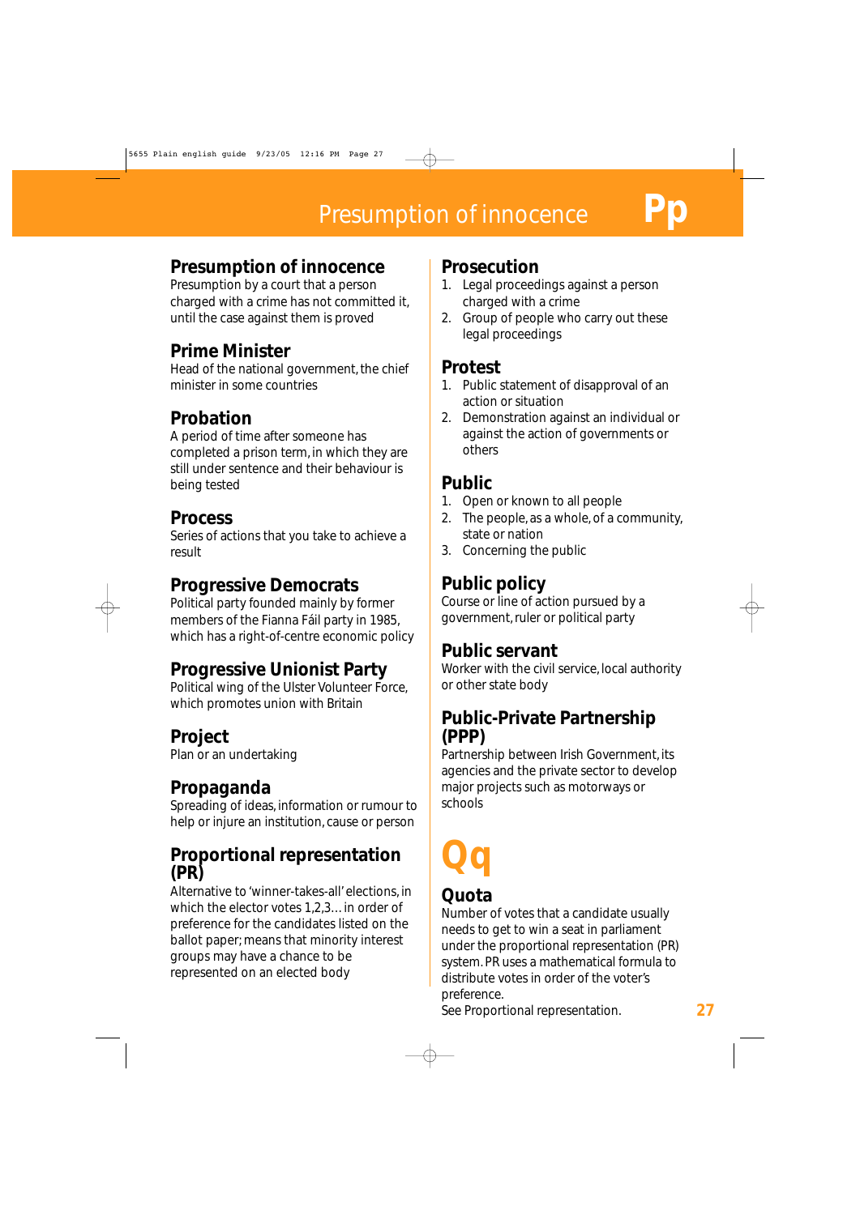## Presumption of innocence
Presumption by a court that a person charged with a crime has not committed it, until the case against them is proved

## Prime Minister
Head of the national government, the chief minister in some countries

## Probation
A period of time after someone has completed a prison term, in which they are still under sentence and their behaviour is being tested

## Process
Series of actions that you take to achieve a result

## Progressive Democrats
Political party founded mainly by former members of the Fianna Fáil party in 1985, which has a right-of-centre economic policy

## Progressive Unionist Party
Political wing of the Ulster Volunteer Force, which promotes union with Britain

## Project
Plan or an undertaking

## Propaganda
Spreading of ideas, information or rumour to help or injure an institution, cause or person

## Proportional representation (PR)
Alternative to 'winner-takes-all' elections, in which the elector votes 1,2,3… in order of preference for the candidates listed on the ballot paper; means that minority interest groups may have a chance to be represented on an elected body

## Prosecution
1. Legal proceedings against a person charged with a crime
2. Group of people who carry out these legal proceedings

## Protest
1. Public statement of disapproval of an action or situation
2. Demonstration against an individual or against the action of governments or others

## Public
1. Open or known to all people
2. The people, as a whole, of a community, state or nation
3. Concerning the public

## Public policy
Course or line of action pursued by a government, ruler or political party

## Public servant
Worker with the civil service, local authority or other state body

## Public-Private Partnership (PPP)
Partnership between Irish Government, its agencies and the private sector to develop major projects such as motorways or schools

# Qq

## Quota
Number of votes that a candidate usually needs to get to win a seat in parliament under the proportional representation (PR) system. PR uses a mathematical formula to distribute votes in order of the voter's preference.
See Proportional representation.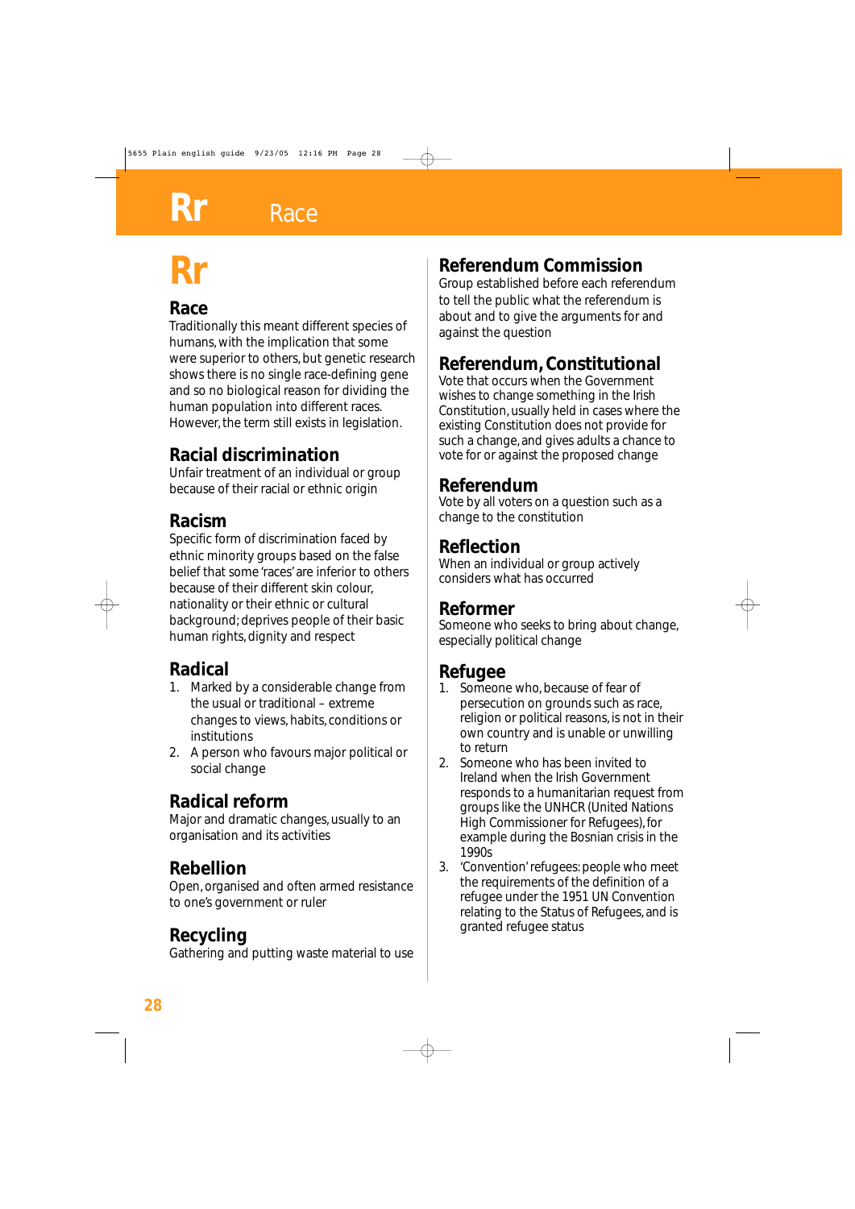# Rr

## Race
Traditionally this meant different species of humans, with the implication that some were superior to others, but genetic research shows there is no single race-defining gene and so no biological reason for dividing the human population into different races. However, the term still exists in legislation.

## Racial discrimination
Unfair treatment of an individual or group because of their racial or ethnic origin

## Racism
Specific form of discrimination faced by ethnic minority groups based on the false belief that some 'races' are inferior to others because of their different skin colour, nationality or their ethnic or cultural background; deprives people of their basic human rights, dignity and respect

## Radical
1. Marked by a considerable change from the usual or traditional – extreme changes to views, habits, conditions or institutions
2. A person who favours major political or social change

## Radical reform
Major and dramatic changes, usually to an organisation and its activities

## Rebellion
Open, organised and often armed resistance to one's government or ruler

## Recycling
Gathering and putting waste material to use

## Referendum Commission
Group established before each referendum to tell the public what the referendum is about and to give the arguments for and against the question

## Referendum, Constitutional
Vote that occurs when the Government wishes to change something in the Irish Constitution, usually held in cases where the existing Constitution does not provide for such a change, and gives adults a chance to vote for or against the proposed change

## Referendum
Vote by all voters on a question such as a change to the constitution

## Reflection
When an individual or group actively considers what has occurred

## Reformer
Someone who seeks to bring about change, especially political change

## Refugee
1. Someone who, because of fear of persecution on grounds such as race, religion or political reasons, is not in their own country and is unable or unwilling to return
2. Someone who has been invited to Ireland when the Irish Government responds to a humanitarian request from groups like the UNHCR (United Nations High Commissioner for Refugees), for example during the Bosnian crisis in the 1990s
3. 'Convention' refugees: people who meet the requirements of the definition of a refugee under the 1951 UN Convention relating to the Status of Refugees, and is granted refugee status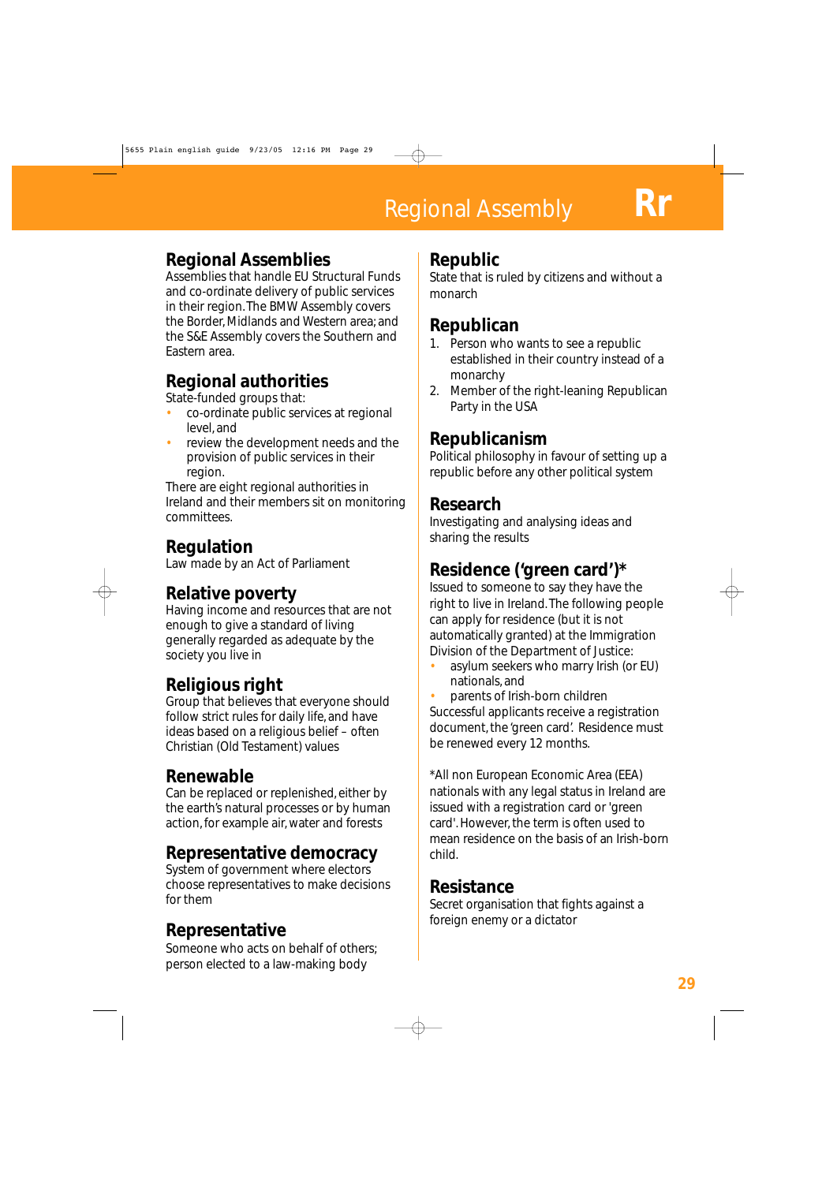## Regional Assemblies

Assemblies that handle EU Structural Funds and co-ordinate delivery of public services in their region. The BMW Assembly covers the Border, Midlands and Western area; and the S&E Assembly covers the Southern and Eastern area.

## Regional authorities

State-funded groups that:

- co-ordinate public services at regional level, and
- review the development needs and the provision of public services in their region.

There are eight regional authorities in Ireland and their members sit on monitoring committees.

## Regulation

Law made by an Act of Parliament

## Relative poverty

Having income and resources that are not enough to give a standard of living generally regarded as adequate by the society you live in

## Religious right

Group that believes that everyone should follow strict rules for daily life, and have ideas based on a religious belief – often Christian (Old Testament) values

## Renewable

Can be replaced or replenished, either by the earth's natural processes or by human action, for example air, water and forests

## Representative democracy

System of government where electors choose representatives to make decisions for them

## Representative

Someone who acts on behalf of others; person elected to a law-making body

## Republic

State that is ruled by citizens and without a monarch

## Republican

1. Person who wants to see a republic established in their country instead of a monarchy
2. Member of the right-leaning Republican Party in the USA

## Republicanism

Political philosophy in favour of setting up a republic before any other political system

## Research

Investigating and analysing ideas and sharing the results

## Residence ('green card')*

Issued to someone to say they have the right to live in Ireland. The following people can apply for residence (but it is not automatically granted) at the Immigration Division of the Department of Justice:

- asylum seekers who marry Irish (or EU) nationals, and
- parents of Irish-born children

Successful applicants receive a registration document, the 'green card'. Residence must be renewed every 12 months.

*All non European Economic Area (EEA) nationals with any legal status in Ireland are issued with a registration card or 'green card'. However, the term is often used to mean residence on the basis of an Irish-born child.

## Resistance

Secret organisation that fights against a foreign enemy or a dictator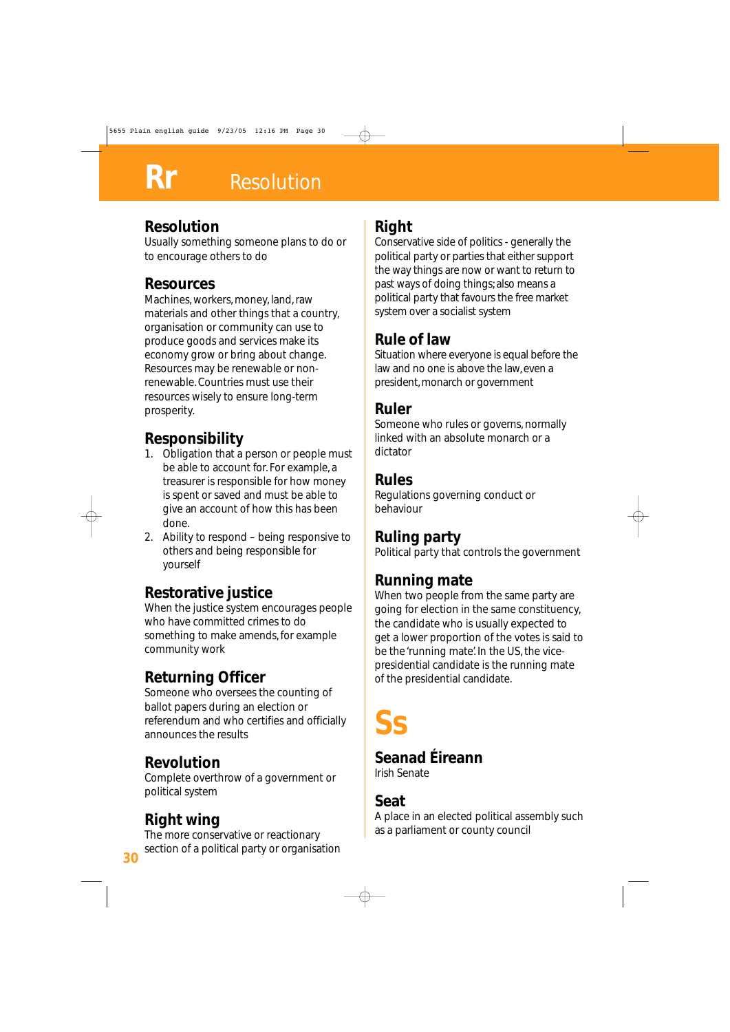# Rr Resolution

## Resolution

Usually something someone plans to do or to encourage others to do

## Resources

Machines, workers, money, land, raw materials and other things that a country, organisation or community can use to produce goods and services make its economy grow or bring about change. Resources may be renewable or non-renewable. Countries must use their resources wisely to ensure long-term prosperity.

## Responsibility

1. Obligation that a person or people must be able to account for. For example, a treasurer is responsible for how money is spent or saved and must be able to give an account of how this has been done.
2. Ability to respond – being responsive to others and being responsible for yourself

## Restorative justice

When the justice system encourages people who have committed crimes to do something to make amends, for example community work

## Returning Officer

Someone who oversees the counting of ballot papers during an election or referendum and who certifies and officially announces the results

## Revolution

Complete overthrow of a government or political system

## Right wing

The more conservative or reactionary section of a political party or organisation

## Right

Conservative side of politics - generally the political party or parties that either support the way things are now or want to return to past ways of doing things; also means a political party that favours the free market system over a socialist system

## Rule of law

Situation where everyone is equal before the law and no one is above the law, even a president, monarch or government

## Ruler

Someone who rules or governs, normally linked with an absolute monarch or a dictator

## Rules

Regulations governing conduct or behaviour

## Ruling party

Political party that controls the government

## Running mate

When two people from the same party are going for election in the same constituency, the candidate who is usually expected to get a lower proportion of the votes is said to be the 'running mate'. In the US, the vice-presidential candidate is the running mate of the presidential candidate.

# Ss

## Seanad Éireann

Irish Senate

## Seat

A place in an elected political assembly such as a parliament or county council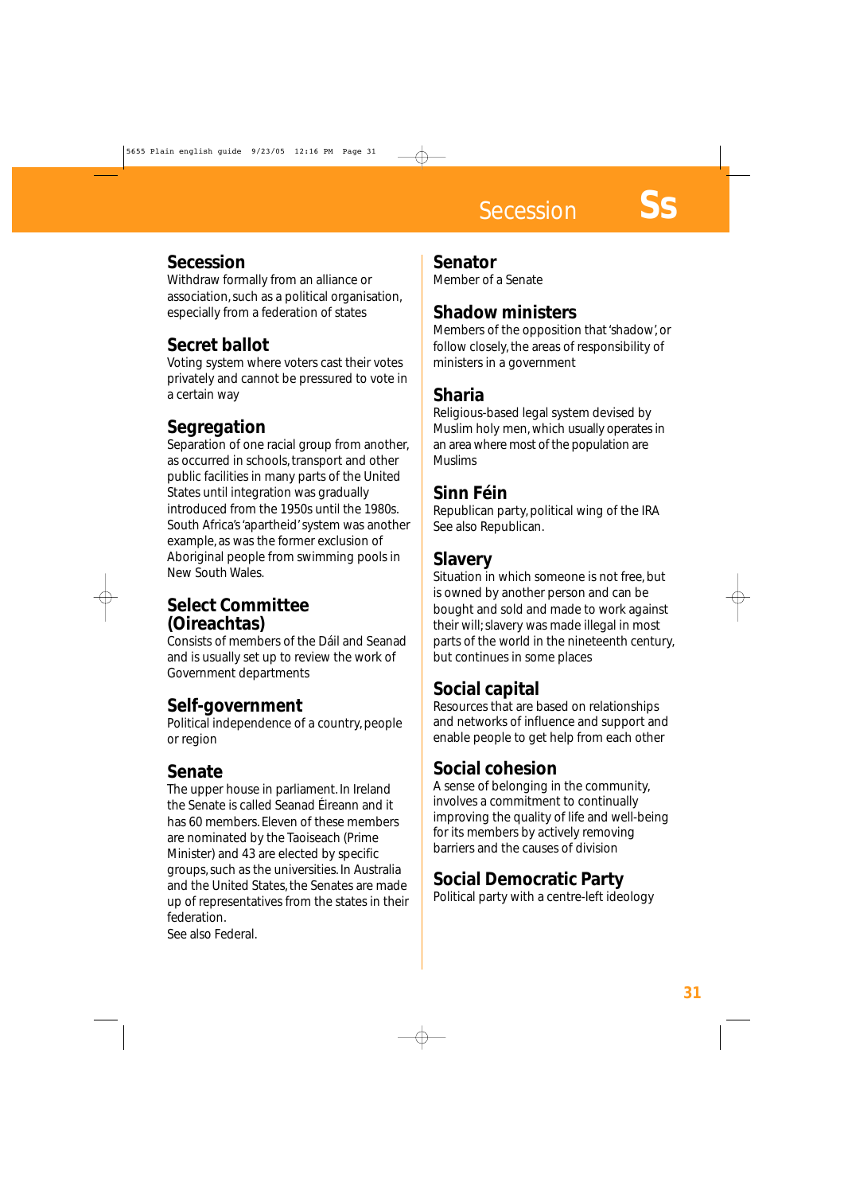## Secession
Withdraw formally from an alliance or association, such as a political organisation, especially from a federation of states

## Secret ballot
Voting system where voters cast their votes privately and cannot be pressured to vote in a certain way

## Segregation
Separation of one racial group from another, as occurred in schools, transport and other public facilities in many parts of the United States until integration was gradually introduced from the 1950s until the 1980s. South Africa's 'apartheid' system was another example, as was the former exclusion of Aboriginal people from swimming pools in New South Wales.

## Select Committee (Oireachtas)
Consists of members of the Dáil and Seanad and is usually set up to review the work of Government departments

## Self-government
Political independence of a country, people or region

## Senate
The upper house in parliament. In Ireland the Senate is called Seanad Éireann and it has 60 members. Eleven of these members are nominated by the Taoiseach (Prime Minister) and 43 are elected by specific groups, such as the universities. In Australia and the United States, the Senates are made up of representatives from the states in their federation.
See also Federal.

## Senator
Member of a Senate

## Shadow ministers
Members of the opposition that 'shadow', or follow closely, the areas of responsibility of ministers in a government

## Sharia
Religious-based legal system devised by Muslim holy men, which usually operates in an area where most of the population are Muslims

## Sinn Féin
Republican party, political wing of the IRA
See also Republican.

## Slavery
Situation in which someone is not free, but is owned by another person and can be bought and sold and made to work against their will; slavery was made illegal in most parts of the world in the nineteenth century, but continues in some places

## Social capital
Resources that are based on relationships and networks of influence and support and enable people to get help from each other

## Social cohesion
A sense of belonging in the community, involves a commitment to continually improving the quality of life and well-being for its members by actively removing barriers and the causes of division

## Social Democratic Party
Political party with a centre-left ideology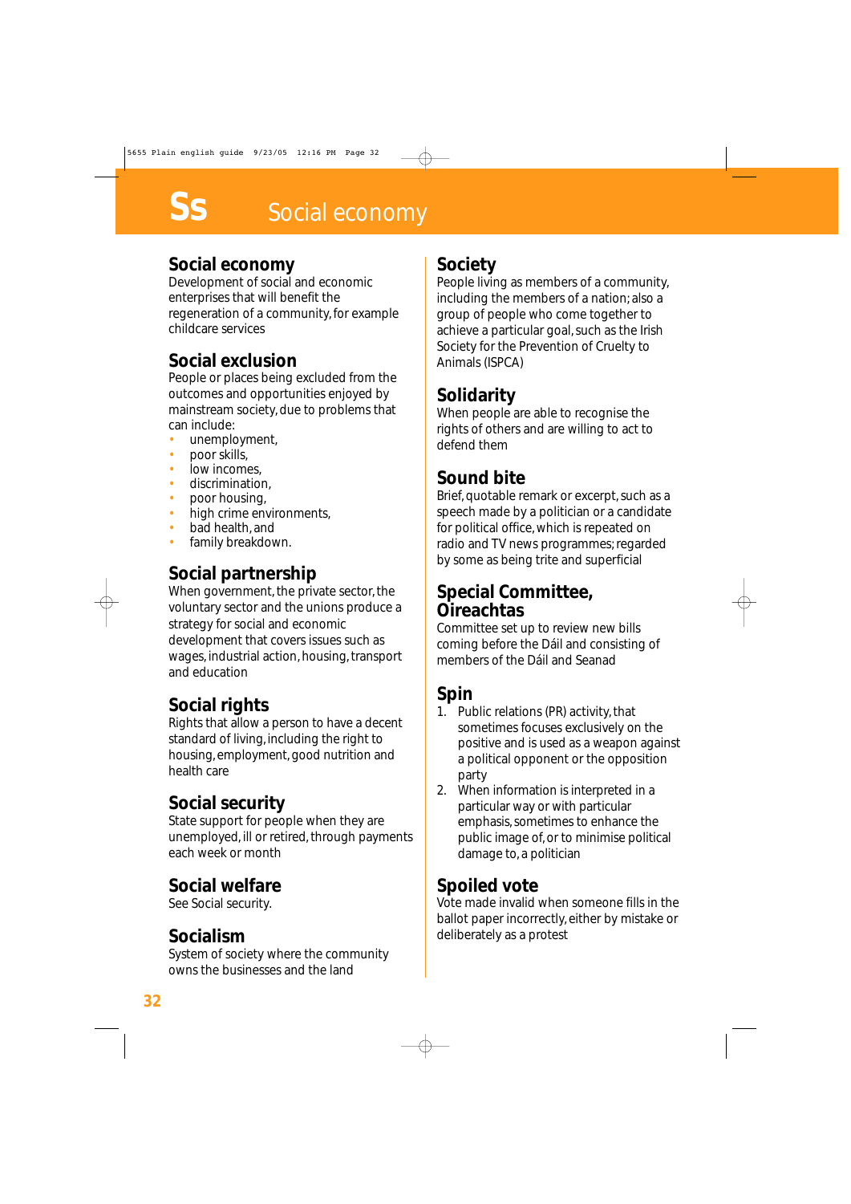# Ss Social economy

## Social economy
Development of social and economic enterprises that will benefit the regeneration of a community, for example childcare services

## Social exclusion
People or places being excluded from the outcomes and opportunities enjoyed by mainstream society, due to problems that can include:

- unemployment,
- poor skills,
- low incomes,
- discrimination,
- poor housing,
- high crime environments,
- bad health, and
- family breakdown.

## Social partnership
When government, the private sector, the voluntary sector and the unions produce a strategy for social and economic development that covers issues such as wages, industrial action, housing, transport and education

## Social rights
Rights that allow a person to have a decent standard of living, including the right to housing, employment, good nutrition and health care

## Social security
State support for people when they are unemployed, ill or retired, through payments each week or month

## Social welfare
See Social security.

## Socialism
System of society where the community owns the businesses and the land

## Society
People living as members of a community, including the members of a nation; also a group of people who come together to achieve a particular goal, such as the Irish Society for the Prevention of Cruelty to Animals (ISPCA)

## Solidarity
When people are able to recognise the rights of others and are willing to act to defend them

## Sound bite
Brief, quotable remark or excerpt, such as a speech made by a politician or a candidate for political office, which is repeated on radio and TV news programmes; regarded by some as being trite and superficial

## Special Committee, Oireachtas
Committee set up to review new bills coming before the Dáil and consisting of members of the Dáil and Seanad

## Spin
1. Public relations (PR) activity, that sometimes focuses exclusively on the positive and is used as a weapon against a political opponent or the opposition party
2. When information is interpreted in a particular way or with particular emphasis, sometimes to enhance the public image of, or to minimise political damage to, a politician

## Spoiled vote
Vote made invalid when someone fills in the ballot paper incorrectly, either by mistake or deliberately as a protest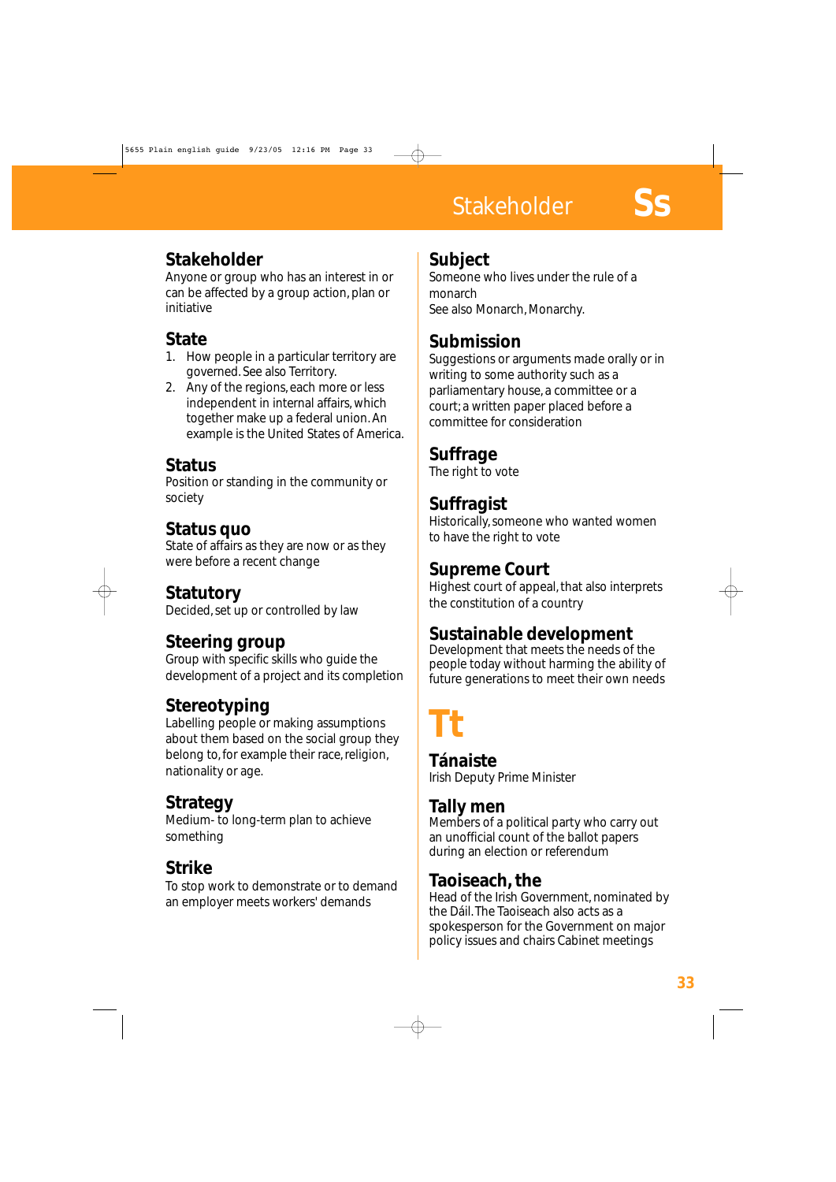## Stakeholder
Anyone or group who has an interest in or can be affected by a group action, plan or initiative

## State
1. How people in a particular territory are governed. See also Territory.
2. Any of the regions, each more or less independent in internal affairs, which together make up a federal union. An example is the United States of America.

## Status
Position or standing in the community or society

## Status quo
State of affairs as they are now or as they were before a recent change

## Statutory
Decided, set up or controlled by law

## Steering group
Group with specific skills who guide the development of a project and its completion

## Stereotyping
Labelling people or making assumptions about them based on the social group they belong to, for example their race, religion, nationality or age.

## Strategy
Medium- to long-term plan to achieve something

## Strike
To stop work to demonstrate or to demand an employer meets workers' demands

## Subject
Someone who lives under the rule of a monarch
See also Monarch, Monarchy.

## Submission
Suggestions or arguments made orally or in writing to some authority such as a parliamentary house, a committee or a court; a written paper placed before a committee for consideration

## Suffrage
The right to vote

## Suffragist
Historically, someone who wanted women to have the right to vote

## Supreme Court
Highest court of appeal, that also interprets the constitution of a country

## Sustainable development
Development that meets the needs of the people today without harming the ability of future generations to meet their own needs

# Tt

## Tánaiste
Irish Deputy Prime Minister

## Tally men
Members of a political party who carry out an unofficial count of the ballot papers during an election or referendum

## Taoiseach, the
Head of the Irish Government, nominated by the Dáil. The Taoiseach also acts as a spokesperson for the Government on major policy issues and chairs Cabinet meetings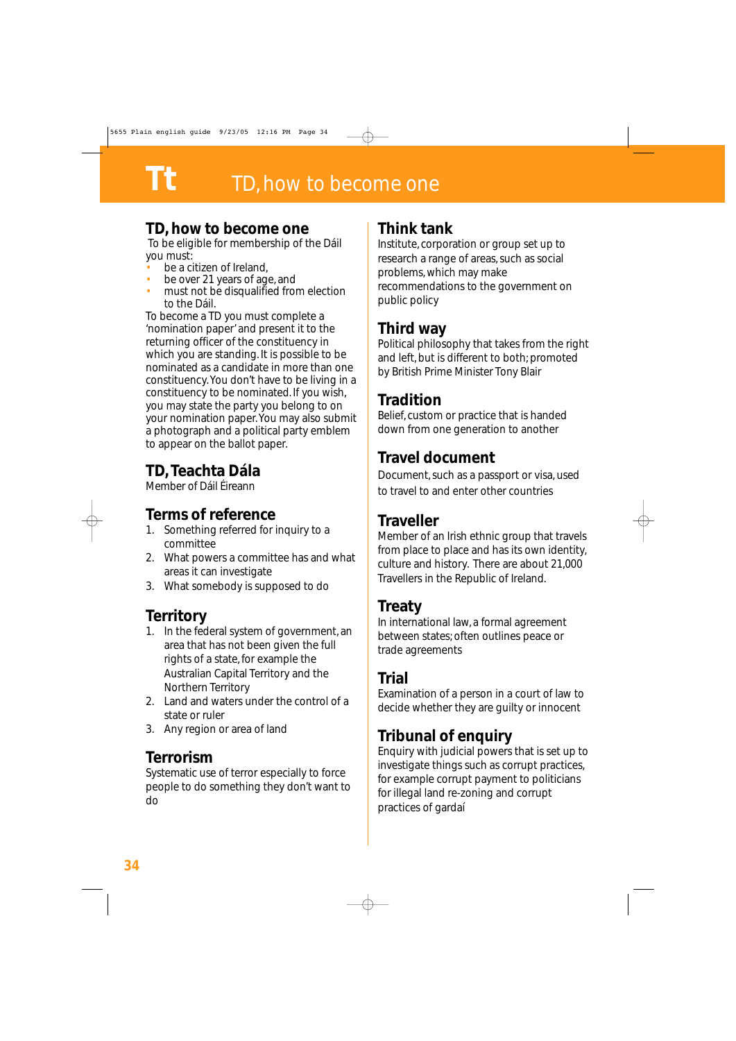# Tt TD, how to become one

## TD, how to become one

To be eligible for membership of the Dáil you must:

- be a citizen of Ireland,
- be over 21 years of age, and
- must not be disqualified from election to the Dáil.

To become a TD you must complete a 'nomination paper' and present it to the returning officer of the constituency in which you are standing. It is possible to be nominated as a candidate in more than one constituency. You don't have to be living in a constituency to be nominated. If you wish, you may state the party you belong to on your nomination paper. You may also submit a photograph and a political party emblem to appear on the ballot paper.

## TD, Teachta Dála

Member of Dáil Éireann

## Terms of reference

1. Something referred for inquiry to a committee
2. What powers a committee has and what areas it can investigate
3. What somebody is supposed to do

## Territory

1. In the federal system of government, an area that has not been given the full rights of a state, for example the Australian Capital Territory and the Northern Territory
2. Land and waters under the control of a state or ruler
3. Any region or area of land

## Terrorism

Systematic use of terror especially to force people to do something they don't want to do

## Think tank

Institute, corporation or group set up to research a range of areas, such as social problems, which may make recommendations to the government on public policy

## Third way

Political philosophy that takes from the right and left, but is different to both; promoted by British Prime Minister Tony Blair

## Tradition

Belief, custom or practice that is handed down from one generation to another

## Travel document

Document, such as a passport or visa, used to travel to and enter other countries

## Traveller

Member of an Irish ethnic group that travels from place to place and has its own identity, culture and history. There are about 21,000 Travellers in the Republic of Ireland.

## Treaty

In international law, a formal agreement between states; often outlines peace or trade agreements

## Trial

Examination of a person in a court of law to decide whether they are guilty or innocent

## Tribunal of enquiry

Enquiry with judicial powers that is set up to investigate things such as corrupt practices, for example corrupt payment to politicians for illegal land re-zoning and corrupt practices of gardaí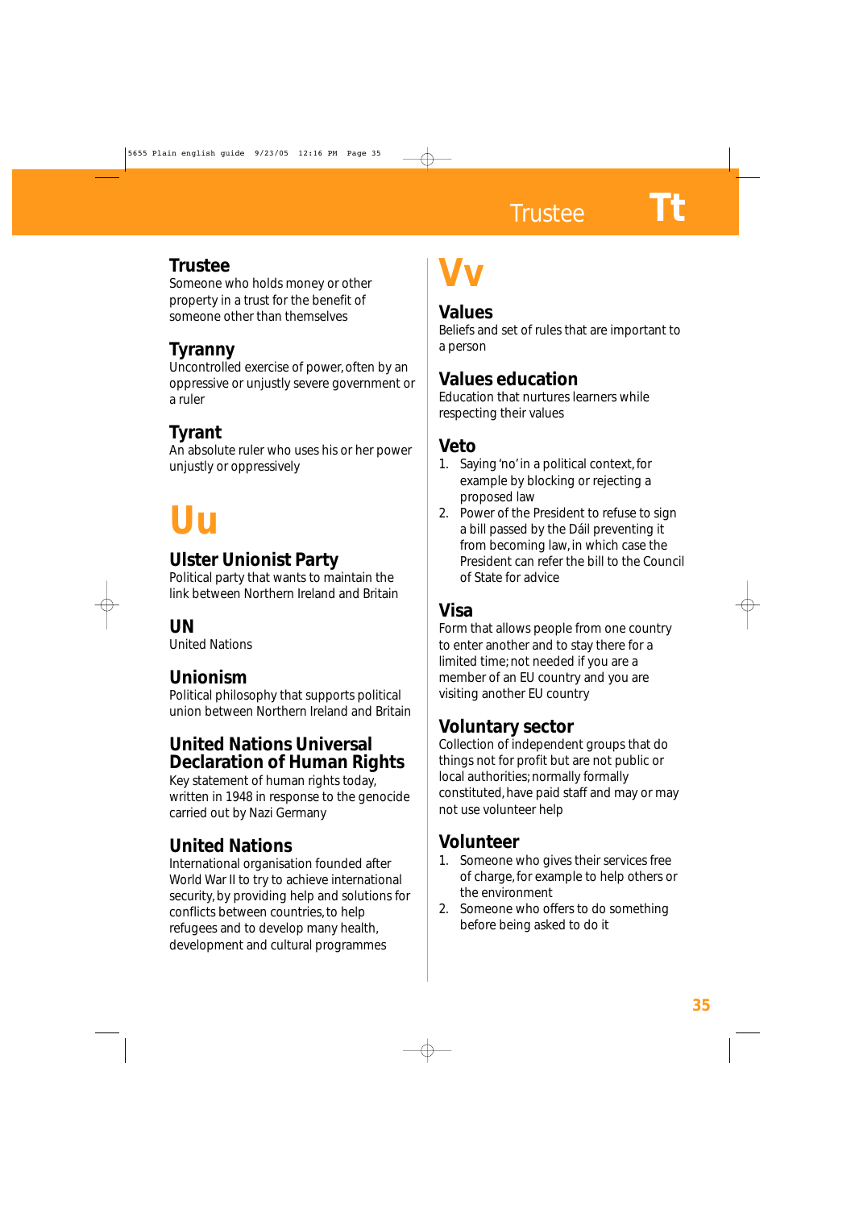### Trustee
Someone who holds money or other property in a trust for the benefit of someone other than themselves

### Tyranny
Uncontrolled exercise of power, often by an oppressive or unjustly severe government or a ruler

### Tyrant
An absolute ruler who uses his or her power unjustly or oppressively

# Uu

### Ulster Unionist Party
Political party that wants to maintain the link between Northern Ireland and Britain

### UN
United Nations

### Unionism
Political philosophy that supports political union between Northern Ireland and Britain

### United Nations Universal Declaration of Human Rights
Key statement of human rights today, written in 1948 in response to the genocide carried out by Nazi Germany

### United Nations
International organisation founded after World War II to try to achieve international security, by providing help and solutions for conflicts between countries, to help refugees and to develop many health, development and cultural programmes

# Vv

### Values
Beliefs and set of rules that are important to a person

### Values education
Education that nurtures learners while respecting their values

### Veto
1. Saying 'no' in a political context, for example by blocking or rejecting a proposed law
2. Power of the President to refuse to sign a bill passed by the Dáil preventing it from becoming law, in which case the President can refer the bill to the Council of State for advice

### Visa
Form that allows people from one country to enter another and to stay there for a limited time; not needed if you are a member of an EU country and you are visiting another EU country

### Voluntary sector
Collection of independent groups that do things not for profit but are not public or local authorities; normally formally constituted, have paid staff and may or may not use volunteer help

### Volunteer
1. Someone who gives their services free of charge, for example to help others or the environment
2. Someone who offers to do something before being asked to do it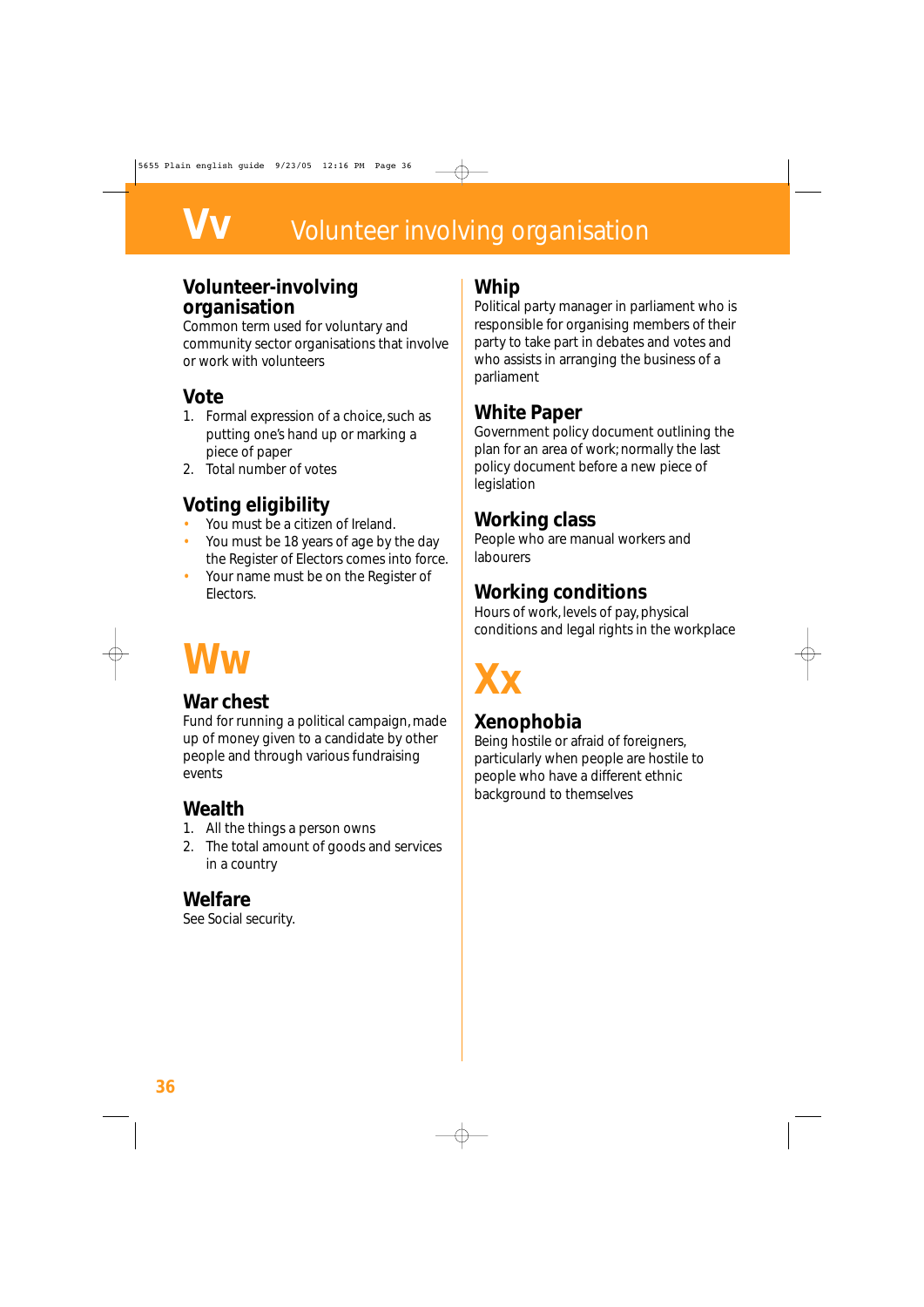# Vv Volunteer involving organisation

### Volunteer-involving organisation

Common term used for voluntary and community sector organisations that involve or work with volunteers

### Vote

1. Formal expression of a choice, such as putting one's hand up or marking a piece of paper
2. Total number of votes

### Voting eligibility

- You must be a citizen of Ireland.
- You must be 18 years of age by the day the Register of Electors comes into force.
- Your name must be on the Register of Electors.

## Ww

### War chest

Fund for running a political campaign, made up of money given to a candidate by other people and through various fundraising events

### Wealth

1. All the things a person owns
2. The total amount of goods and services in a country

### Welfare

See Social security.

### Whip

Political party manager in parliament who is responsible for organising members of their party to take part in debates and votes and who assists in arranging the business of a parliament

### White Paper

Government policy document outlining the plan for an area of work; normally the last policy document before a new piece of legislation

### Working class

People who are manual workers and labourers

### Working conditions

Hours of work, levels of pay, physical conditions and legal rights in the workplace

## Xx

### Xenophobia

Being hostile or afraid of foreigners, particularly when people are hostile to people who have a different ethnic background to themselves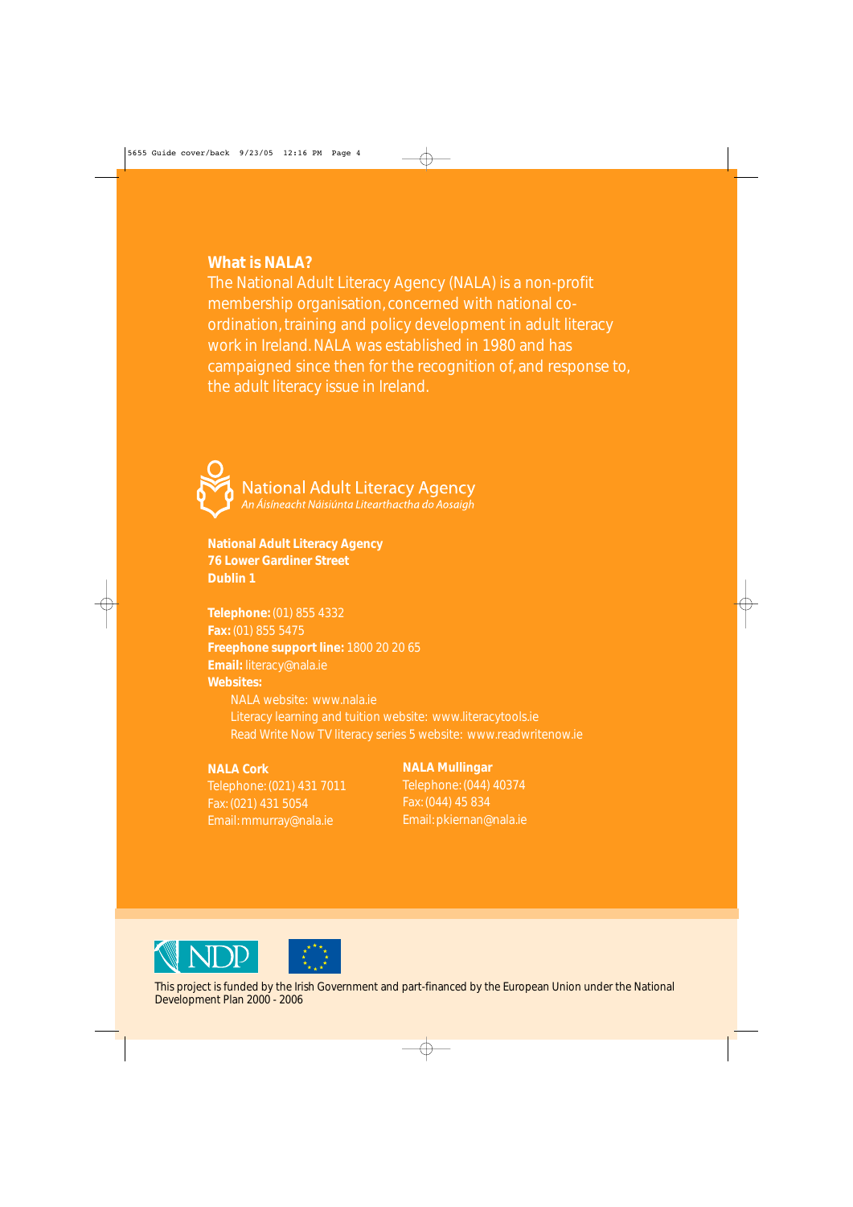## What is NALA?

The National Adult Literacy Agency (NALA) is a non-profit membership organisation, concerned with national co-ordination, training and policy development in adult literacy work in Ireland. NALA was established in 1980 and has campaigned since then for the recognition of, and response to, the adult literacy issue in Ireland.

National Adult Literacy Agency
*An Áisíneacht Náisiúnta Litearthachta do Aosaigh*

**National Adult Literacy Agency**
**76 Lower Gardiner Street**
**Dublin 1**

**Telephone:** (01) 855 4332
**Fax:** (01) 855 5475
**Freephone support line:** 1800 20 20 65
**Email:** literacy@nala.ie
**Websites:**

- NALA website: www.nala.ie
- Literacy learning and tuition website: www.literacytools.ie
- Read Write Now TV literacy series 5 website: www.readwritenow.ie

**NALA Cork**
Telephone: (021) 431 7011
Fax: (021) 431 5054
Email: mmurray@nala.ie

**NALA Mullingar**
Telephone: (044) 40374
Fax: (044) 45 834
Email: pkiernan@nala.ie

NDP

This project is funded by the Irish Government and part-financed by the European Union under the National Development Plan 2000 - 2006